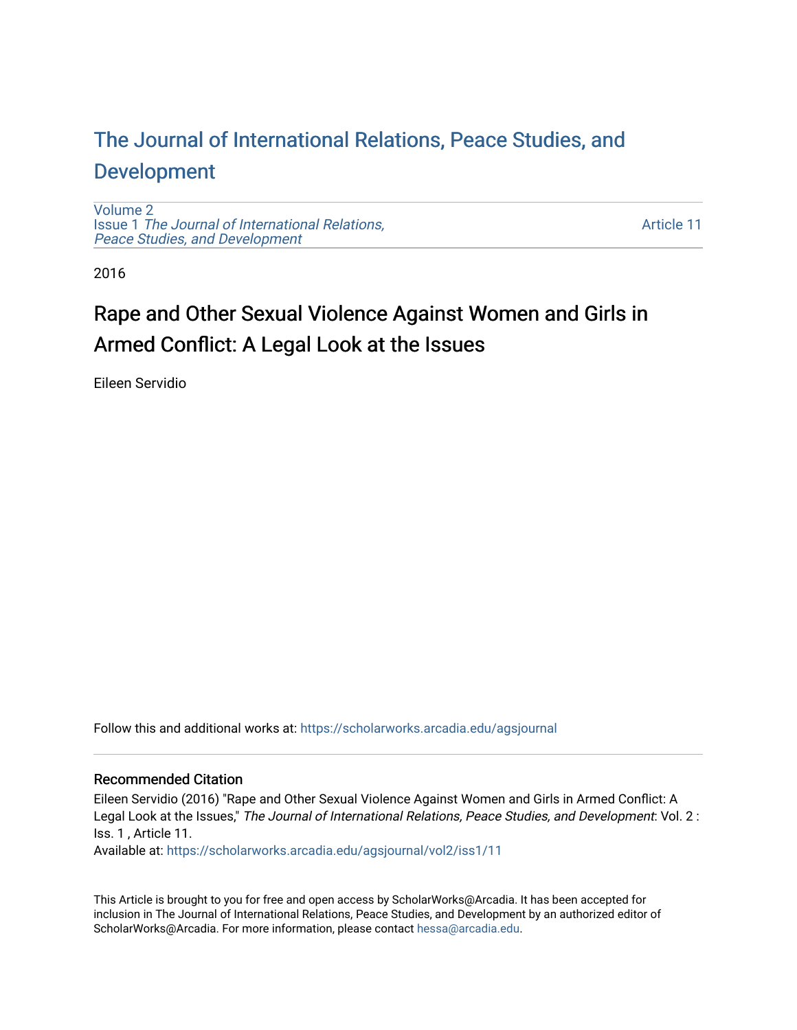# The Journal of International Relations, Peace Studies, and Development

Volume 2
Issue 1 *The Journal of International Relations, Peace Studies, and Development*

Article 11

2016

## Rape and Other Sexual Violence Against Women and Girls in Armed Conflict: A Legal Look at the Issues

Eileen Servidio

Follow this and additional works at: https://scholarworks.arcadia.edu/agsjournal

### Recommended Citation

Eileen Servidio (2016) "Rape and Other Sexual Violence Against Women and Girls in Armed Conflict: A Legal Look at the Issues," *The Journal of International Relations, Peace Studies, and Development*: Vol. 2 : Iss. 1 , Article 11.
Available at: https://scholarworks.arcadia.edu/agsjournal/vol2/iss1/11

This Article is brought to you for free and open access by ScholarWorks@Arcadia. It has been accepted for inclusion in The Journal of International Relations, Peace Studies, and Development by an authorized editor of ScholarWorks@Arcadia. For more information, please contact hessa@arcadia.edu.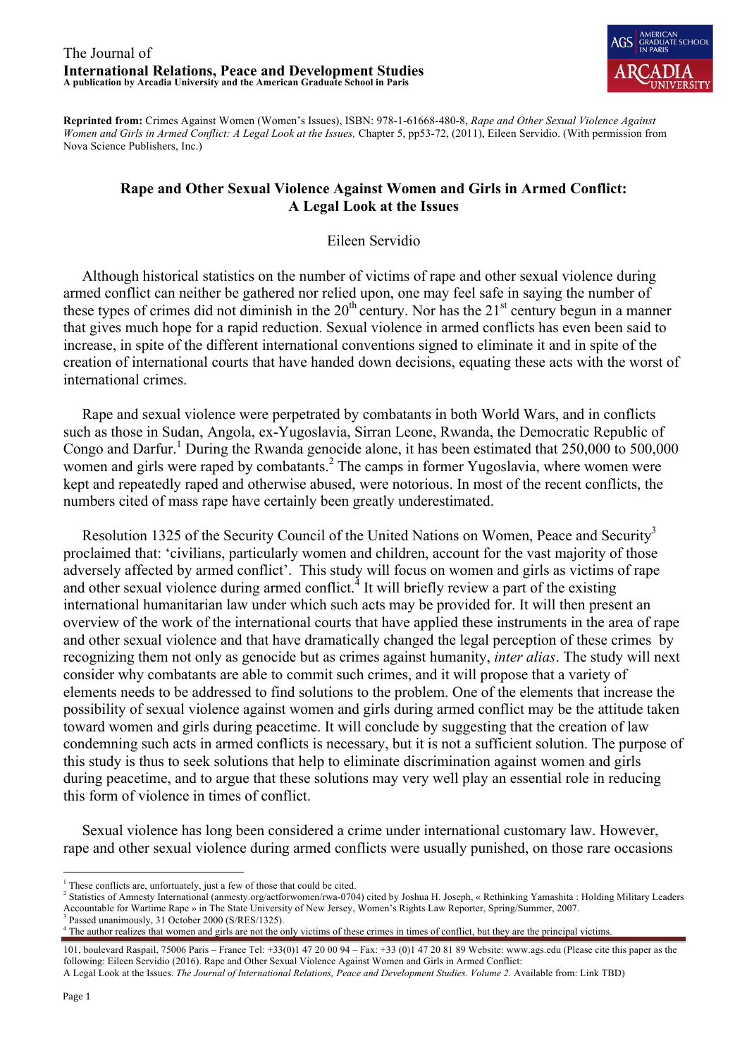**Reprinted from:** Crimes Against Women (Women's Issues), ISBN: 978-1-61668-480-8, *Rape and Other Sexual Violence Against Women and Girls in Armed Conflict: A Legal Look at the Issues,* Chapter 5, pp53-72, (2011), Eileen Servidio. (With permission from Nova Science Publishers, Inc.)

# Rape and Other Sexual Violence Against Women and Girls in Armed Conflict: A Legal Look at the Issues

Eileen Servidio

Although historical statistics on the number of victims of rape and other sexual violence during armed conflict can neither be gathered nor relied upon, one may feel safe in saying the number of these types of crimes did not diminish in the 20th century. Nor has the 21st century begun in a manner that gives much hope for a rapid reduction. Sexual violence in armed conflicts has even been said to increase, in spite of the different international conventions signed to eliminate it and in spite of the creation of international courts that have handed down decisions, equating these acts with the worst of international crimes.

Rape and sexual violence were perpetrated by combatants in both World Wars, and in conflicts such as those in Sudan, Angola, ex-Yugoslavia, Sirran Leone, Rwanda, the Democratic Republic of Congo and Darfur.[1] During the Rwanda genocide alone, it has been estimated that 250,000 to 500,000 women and girls were raped by combatants.[2] The camps in former Yugoslavia, where women were kept and repeatedly raped and otherwise abused, were notorious. In most of the recent conflicts, the numbers cited of mass rape have certainly been greatly underestimated.

Resolution 1325 of the Security Council of the United Nations on Women, Peace and Security[3] proclaimed that: 'civilians, particularly women and children, account for the vast majority of those adversely affected by armed conflict'. This study will focus on women and girls as victims of rape and other sexual violence during armed conflict.[4] It will briefly review a part of the existing international humanitarian law under which such acts may be provided for. It will then present an overview of the work of the international courts that have applied these instruments in the area of rape and other sexual violence and that have dramatically changed the legal perception of these crimes by recognizing them not only as genocide but as crimes against humanity, *inter alias*. The study will next consider why combatants are able to commit such crimes, and it will propose that a variety of elements needs to be addressed to find solutions to the problem. One of the elements that increase the possibility of sexual violence against women and girls during armed conflict may be the attitude taken toward women and girls during peacetime. It will conclude by suggesting that the creation of law condemning such acts in armed conflicts is necessary, but it is not a sufficient solution. The purpose of this study is thus to seek solutions that help to eliminate discrimination against women and girls during peacetime, and to argue that these solutions may very well play an essential role in reducing this form of violence in times of conflict.

Sexual violence has long been considered a crime under international customary law. However, rape and other sexual violence during armed conflicts were usually punished, on those rare occasions

---

[1] These conflicts are, unfortuately, just a few of those that could be cited.

[2] Statistics of Amnesty International (anmesty.org/actforwomen/rwa-0704) cited by Joshua H. Joseph, « Rethinking Yamashita : Holding Military Leaders Accountable for Wartime Rape » in The State University of New Jersey, Women's Rights Law Reporter, Spring/Summer, 2007.

[3] Passed unanimously, 31 October 2000 (S/RES/1325).

[4] The author realizes that women and girls are not the only victims of these crimes in times of conflict, but they are the principal victims.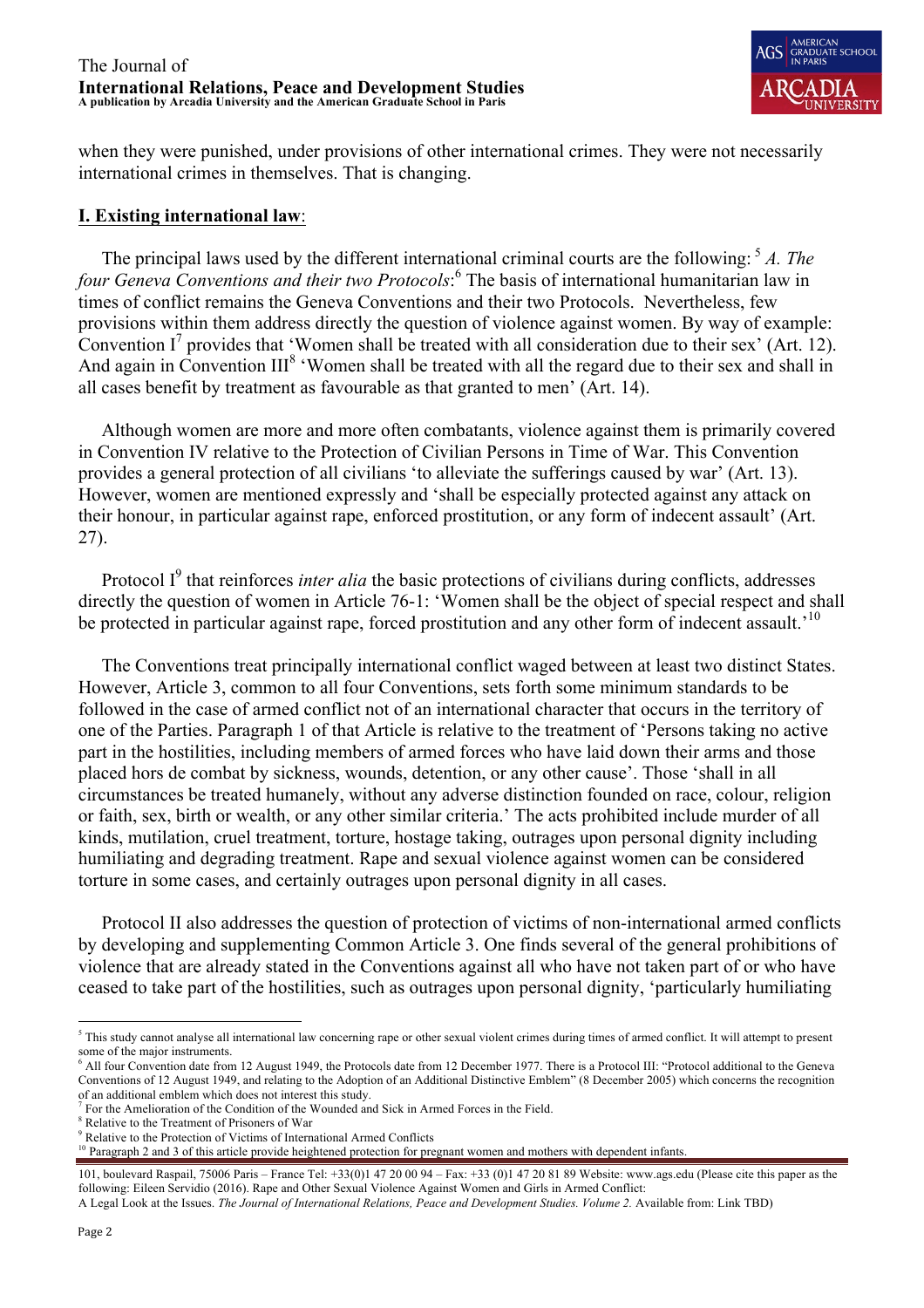when they were punished, under provisions of other international crimes. They were not necessarily international crimes in themselves. That is changing.

## **I. Existing international law**:

The principal laws used by the different international criminal courts are the following: [5] *A. The four Geneva Conventions and their two Protocols*:[6] The basis of international humanitarian law in times of conflict remains the Geneva Conventions and their two Protocols. Nevertheless, few provisions within them address directly the question of violence against women. By way of example: Convention I[7] provides that 'Women shall be treated with all consideration due to their sex' (Art. 12). And again in Convention III[8] 'Women shall be treated with all the regard due to their sex and shall in all cases benefit by treatment as favourable as that granted to men' (Art. 14).

Although women are more and more often combatants, violence against them is primarily covered in Convention IV relative to the Protection of Civilian Persons in Time of War. This Convention provides a general protection of all civilians 'to alleviate the sufferings caused by war' (Art. 13). However, women are mentioned expressly and 'shall be especially protected against any attack on their honour, in particular against rape, enforced prostitution, or any form of indecent assault' (Art. 27).

Protocol I[9] that reinforces *inter alia* the basic protections of civilians during conflicts, addresses directly the question of women in Article 76-1: 'Women shall be the object of special respect and shall be protected in particular against rape, forced prostitution and any other form of indecent assault.'[10]

The Conventions treat principally international conflict waged between at least two distinct States. However, Article 3, common to all four Conventions, sets forth some minimum standards to be followed in the case of armed conflict not of an international character that occurs in the territory of one of the Parties. Paragraph 1 of that Article is relative to the treatment of 'Persons taking no active part in the hostilities, including members of armed forces who have laid down their arms and those placed hors de combat by sickness, wounds, detention, or any other cause'. Those 'shall in all circumstances be treated humanely, without any adverse distinction founded on race, colour, religion or faith, sex, birth or wealth, or any other similar criteria.' The acts prohibited include murder of all kinds, mutilation, cruel treatment, torture, hostage taking, outrages upon personal dignity including humiliating and degrading treatment. Rape and sexual violence against women can be considered torture in some cases, and certainly outrages upon personal dignity in all cases.

Protocol II also addresses the question of protection of victims of non-international armed conflicts by developing and supplementing Common Article 3. One finds several of the general prohibitions of violence that are already stated in the Conventions against all who have not taken part of or who have ceased to take part of the hostilities, such as outrages upon personal dignity, 'particularly humiliating

---

[5] This study cannot analyse all international law concerning rape or other sexual violent crimes during times of armed conflict. It will attempt to present some of the major instruments.

[6] All four Convention date from 12 August 1949, the Protocols date from 12 December 1977. There is a Protocol III: "Protocol additional to the Geneva Conventions of 12 August 1949, and relating to the Adoption of an Additional Distinctive Emblem" (8 December 2005) which concerns the recognition of an additional emblem which does not interest this study.

[7] For the Amelioration of the Condition of the Wounded and Sick in Armed Forces in the Field.

[8] Relative to the Treatment of Prisoners of War

[9] Relative to the Protection of Victims of International Armed Conflicts

[10] Paragraph 2 and 3 of this article provide heightened protection for pregnant women and mothers with dependent infants.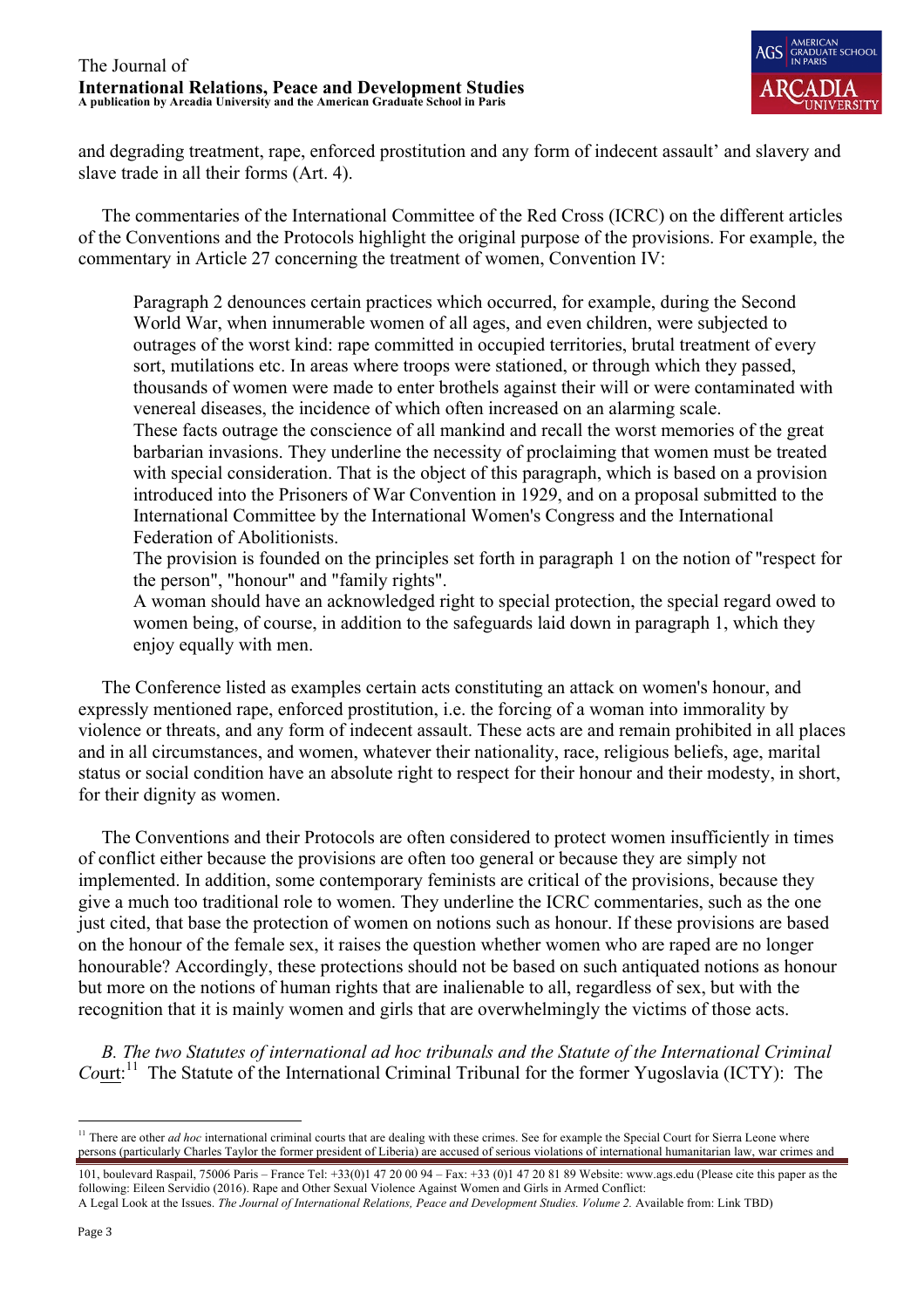and degrading treatment, rape, enforced prostitution and any form of indecent assault' and slavery and slave trade in all their forms (Art. 4).

The commentaries of the International Committee of the Red Cross (ICRC) on the different articles of the Conventions and the Protocols highlight the original purpose of the provisions. For example, the commentary in Article 27 concerning the treatment of women, Convention IV:

> Paragraph 2 denounces certain practices which occurred, for example, during the Second World War, when innumerable women of all ages, and even children, were subjected to outrages of the worst kind: rape committed in occupied territories, brutal treatment of every sort, mutilations etc. In areas where troops were stationed, or through which they passed, thousands of women were made to enter brothels against their will or were contaminated with venereal diseases, the incidence of which often increased on an alarming scale.
> These facts outrage the conscience of all mankind and recall the worst memories of the great barbarian invasions. They underline the necessity of proclaiming that women must be treated with special consideration. That is the object of this paragraph, which is based on a provision introduced into the Prisoners of War Convention in 1929, and on a proposal submitted to the International Committee by the International Women's Congress and the International Federation of Abolitionists.
> The provision is founded on the principles set forth in paragraph 1 on the notion of "respect for the person", "honour" and "family rights".
> A woman should have an acknowledged right to special protection, the special regard owed to women being, of course, in addition to the safeguards laid down in paragraph 1, which they enjoy equally with men.

The Conference listed as examples certain acts constituting an attack on women's honour, and expressly mentioned rape, enforced prostitution, i.e. the forcing of a woman into immorality by violence or threats, and any form of indecent assault. These acts are and remain prohibited in all places and in all circumstances, and women, whatever their nationality, race, religious beliefs, age, marital status or social condition have an absolute right to respect for their honour and their modesty, in short, for their dignity as women.

The Conventions and their Protocols are often considered to protect women insufficiently in times of conflict either because the provisions are often too general or because they are simply not implemented. In addition, some contemporary feminists are critical of the provisions, because they give a much too traditional role to women. They underline the ICRC commentaries, such as the one just cited, that base the protection of women on notions such as honour. If these provisions are based on the honour of the female sex, it raises the question whether women who are raped are no longer honourable? Accordingly, these protections should not be based on such antiquated notions as honour but more on the notions of human rights that are inalienable to all, regardless of sex, but with the recognition that it is mainly women and girls that are overwhelmingly the victims of those acts.

*B. The two Statutes of international ad hoc tribunals and the Statute of the International Criminal Court:*[11] The Statute of the International Criminal Tribunal for the former Yugoslavia (ICTY): The

[11] There are other *ad hoc* international criminal courts that are dealing with these crimes. See for example the Special Court for Sierra Leone where persons (particularly Charles Taylor the former president of Liberia) are accused of serious violations of international humanitarian law, war crimes and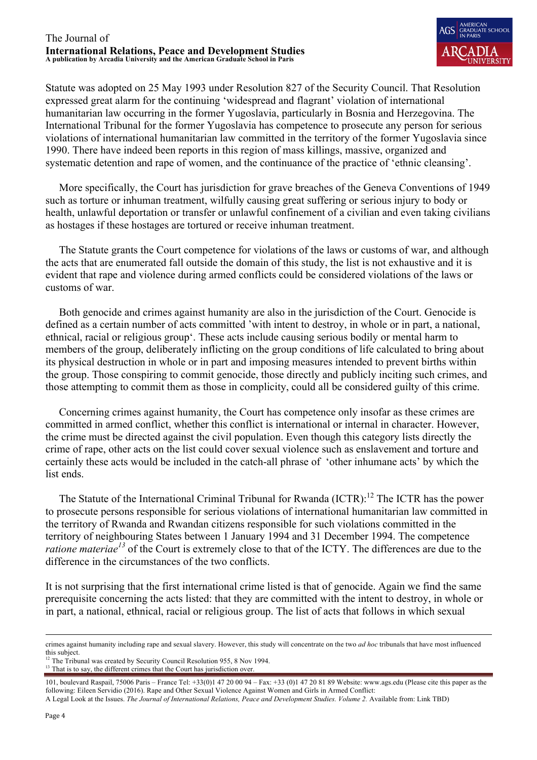Statute was adopted on 25 May 1993 under Resolution 827 of the Security Council. That Resolution expressed great alarm for the continuing 'widespread and flagrant' violation of international humanitarian law occurring in the former Yugoslavia, particularly in Bosnia and Herzegovina. The International Tribunal for the former Yugoslavia has competence to prosecute any person for serious violations of international humanitarian law committed in the territory of the former Yugoslavia since 1990. There have indeed been reports in this region of mass killings, massive, organized and systematic detention and rape of women, and the continuance of the practice of 'ethnic cleansing'.

More specifically, the Court has jurisdiction for grave breaches of the Geneva Conventions of 1949 such as torture or inhuman treatment, wilfully causing great suffering or serious injury to body or health, unlawful deportation or transfer or unlawful confinement of a civilian and even taking civilians as hostages if these hostages are tortured or receive inhuman treatment.

The Statute grants the Court competence for violations of the laws or customs of war, and although the acts that are enumerated fall outside the domain of this study, the list is not exhaustive and it is evident that rape and violence during armed conflicts could be considered violations of the laws or customs of war.

Both genocide and crimes against humanity are also in the jurisdiction of the Court. Genocide is defined as a certain number of acts committed 'with intent to destroy, in whole or in part, a national, ethnical, racial or religious group'. These acts include causing serious bodily or mental harm to members of the group, deliberately inflicting on the group conditions of life calculated to bring about its physical destruction in whole or in part and imposing measures intended to prevent births within the group. Those conspiring to commit genocide, those directly and publicly inciting such crimes, and those attempting to commit them as those in complicity, could all be considered guilty of this crime.

Concerning crimes against humanity, the Court has competence only insofar as these crimes are committed in armed conflict, whether this conflict is international or internal in character. However, the crime must be directed against the civil population. Even though this category lists directly the crime of rape, other acts on the list could cover sexual violence such as enslavement and torture and certainly these acts would be included in the catch-all phrase of 'other inhumane acts' by which the list ends.

The Statute of the International Criminal Tribunal for Rwanda (ICTR):[12] The ICTR has the power to prosecute persons responsible for serious violations of international humanitarian law committed in the territory of Rwanda and Rwandan citizens responsible for such violations committed in the territory of neighbouring States between 1 January 1994 and 31 December 1994. The competence *ratione materiae*[13] of the Court is extremely close to that of the ICTY. The differences are due to the difference in the circumstances of the two conflicts.

It is not surprising that the first international crime listed is that of genocide. Again we find the same prerequisite concerning the acts listed: that they are committed with the intent to destroy, in whole or in part, a national, ethnical, racial or religious group. The list of acts that follows in which sexual

---

crimes against humanity including rape and sexual slavery. However, this study will concentrate on the two *ad hoc* tribunals that have most influenced this subject.

[12] The Tribunal was created by Security Council Resolution 955, 8 Nov 1994.

[13] That is to say, the different crimes that the Court has jurisdiction over.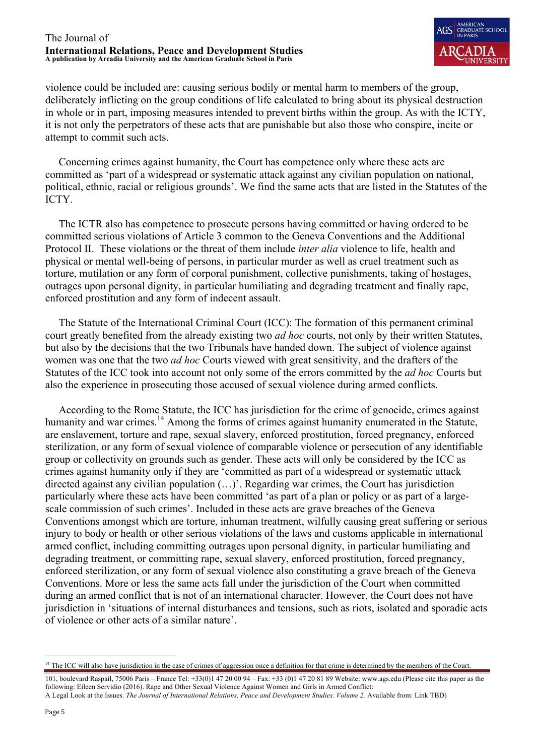violence could be included are: causing serious bodily or mental harm to members of the group, deliberately inflicting on the group conditions of life calculated to bring about its physical destruction in whole or in part, imposing measures intended to prevent births within the group. As with the ICTY, it is not only the perpetrators of these acts that are punishable but also those who conspire, incite or attempt to commit such acts.

Concerning crimes against humanity, the Court has competence only where these acts are committed as 'part of a widespread or systematic attack against any civilian population on national, political, ethnic, racial or religious grounds'. We find the same acts that are listed in the Statutes of the ICTY.

The ICTR also has competence to prosecute persons having committed or having ordered to be committed serious violations of Article 3 common to the Geneva Conventions and the Additional Protocol II. These violations or the threat of them include *inter alia* violence to life, health and physical or mental well-being of persons, in particular murder as well as cruel treatment such as torture, mutilation or any form of corporal punishment, collective punishments, taking of hostages, outrages upon personal dignity, in particular humiliating and degrading treatment and finally rape, enforced prostitution and any form of indecent assault.

The Statute of the International Criminal Court (ICC): The formation of this permanent criminal court greatly benefited from the already existing two *ad hoc* courts, not only by their written Statutes, but also by the decisions that the two Tribunals have handed down. The subject of violence against women was one that the two *ad hoc* Courts viewed with great sensitivity, and the drafters of the Statutes of the ICC took into account not only some of the errors committed by the *ad hoc* Courts but also the experience in prosecuting those accused of sexual violence during armed conflicts.

According to the Rome Statute, the ICC has jurisdiction for the crime of genocide, crimes against humanity and war crimes.[14] Among the forms of crimes against humanity enumerated in the Statute, are enslavement, torture and rape, sexual slavery, enforced prostitution, forced pregnancy, enforced sterilization, or any form of sexual violence of comparable violence or persecution of any identifiable group or collectivity on grounds such as gender. These acts will only be considered by the ICC as crimes against humanity only if they are 'committed as part of a widespread or systematic attack directed against any civilian population (…)'. Regarding war crimes, the Court has jurisdiction particularly where these acts have been committed 'as part of a plan or policy or as part of a large-scale commission of such crimes'. Included in these acts are grave breaches of the Geneva Conventions amongst which are torture, inhuman treatment, wilfully causing great suffering or serious injury to body or health or other serious violations of the laws and customs applicable in international armed conflict, including committing outrages upon personal dignity, in particular humiliating and degrading treatment, or committing rape, sexual slavery, enforced prostitution, forced pregnancy, enforced sterilization, or any form of sexual violence also constituting a grave breach of the Geneva Conventions. More or less the same acts fall under the jurisdiction of the Court when committed during an armed conflict that is not of an international character. However, the Court does not have jurisdiction in 'situations of internal disturbances and tensions, such as riots, isolated and sporadic acts of violence or other acts of a similar nature'.

[14] The ICC will also have jurisdiction in the case of crimes of aggression once a definition for that crime is determined by the members of the Court.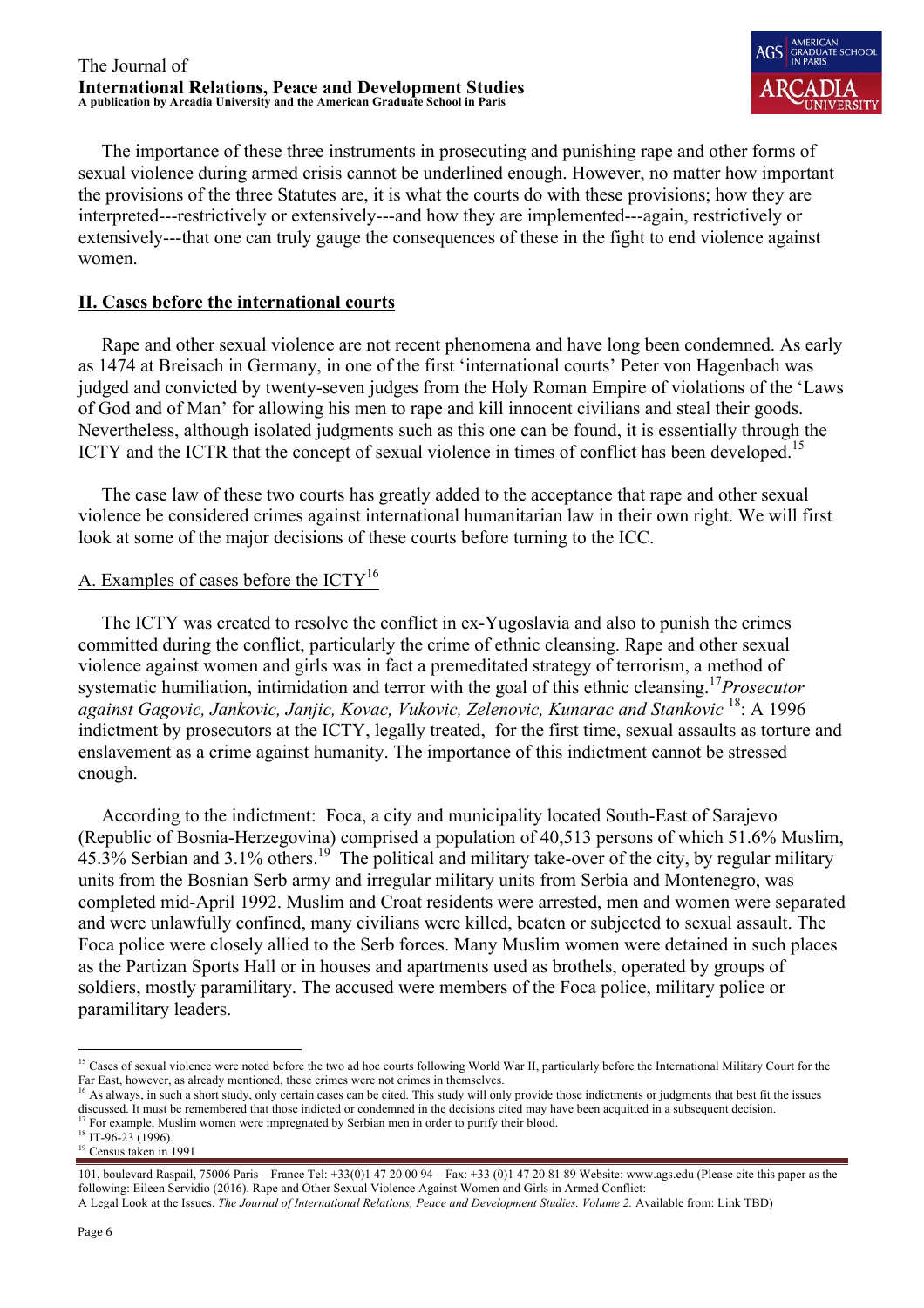The importance of these three instruments in prosecuting and punishing rape and other forms of sexual violence during armed crisis cannot be underlined enough. However, no matter how important the provisions of the three Statutes are, it is what the courts do with these provisions; how they are interpreted---restrictively or extensively---and how they are implemented---again, restrictively or extensively---that one can truly gauge the consequences of these in the fight to end violence against women.

## II. Cases before the international courts

Rape and other sexual violence are not recent phenomena and have long been condemned. As early as 1474 at Breisach in Germany, in one of the first 'international courts' Peter von Hagenbach was judged and convicted by twenty-seven judges from the Holy Roman Empire of violations of the 'Laws of God and of Man' for allowing his men to rape and kill innocent civilians and steal their goods. Nevertheless, although isolated judgments such as this one can be found, it is essentially through the ICTY and the ICTR that the concept of sexual violence in times of conflict has been developed.[15]

The case law of these two courts has greatly added to the acceptance that rape and other sexual violence be considered crimes against international humanitarian law in their own right. We will first look at some of the major decisions of these courts before turning to the ICC.

### A. Examples of cases before the ICTY[16]

The ICTY was created to resolve the conflict in ex-Yugoslavia and also to punish the crimes committed during the conflict, particularly the crime of ethnic cleansing. Rape and other sexual violence against women and girls was in fact a premeditated strategy of terrorism, a method of systematic humiliation, intimidation and terror with the goal of this ethnic cleansing.[17] *Prosecutor against Gagovic, Jankovic, Janjic, Kovac, Vukovic, Zelenovic, Kunarac and Stankovic* [18]: A 1996 indictment by prosecutors at the ICTY, legally treated, for the first time, sexual assaults as torture and enslavement as a crime against humanity. The importance of this indictment cannot be stressed enough.

According to the indictment: Foca, a city and municipality located South-East of Sarajevo (Republic of Bosnia-Herzegovina) comprised a population of 40,513 persons of which 51.6% Muslim, 45.3% Serbian and 3.1% others.[19] The political and military take-over of the city, by regular military units from the Bosnian Serb army and irregular military units from Serbia and Montenegro, was completed mid-April 1992. Muslim and Croat residents were arrested, men and women were separated and were unlawfully confined, many civilians were killed, beaten or subjected to sexual assault. The Foca police were closely allied to the Serb forces. Many Muslim women were detained in such places as the Partizan Sports Hall or in houses and apartments used as brothels, operated by groups of soldiers, mostly paramilitary. The accused were members of the Foca police, military police or paramilitary leaders.

---

[15] Cases of sexual violence were noted before the two ad hoc courts following World War II, particularly before the International Military Court for the Far East, however, as already mentioned, these crimes were not crimes in themselves.

[16] As always, in such a short study, only certain cases can be cited. This study will only provide those indictments or judgments that best fit the issues discussed. It must be remembered that those indicted or condemned in the decisions cited may have been acquitted in a subsequent decision.

[17] For example, Muslim women were impregnated by Serbian men in order to purify their blood.

[18] IT-96-23 (1996).

[19] Census taken in 1991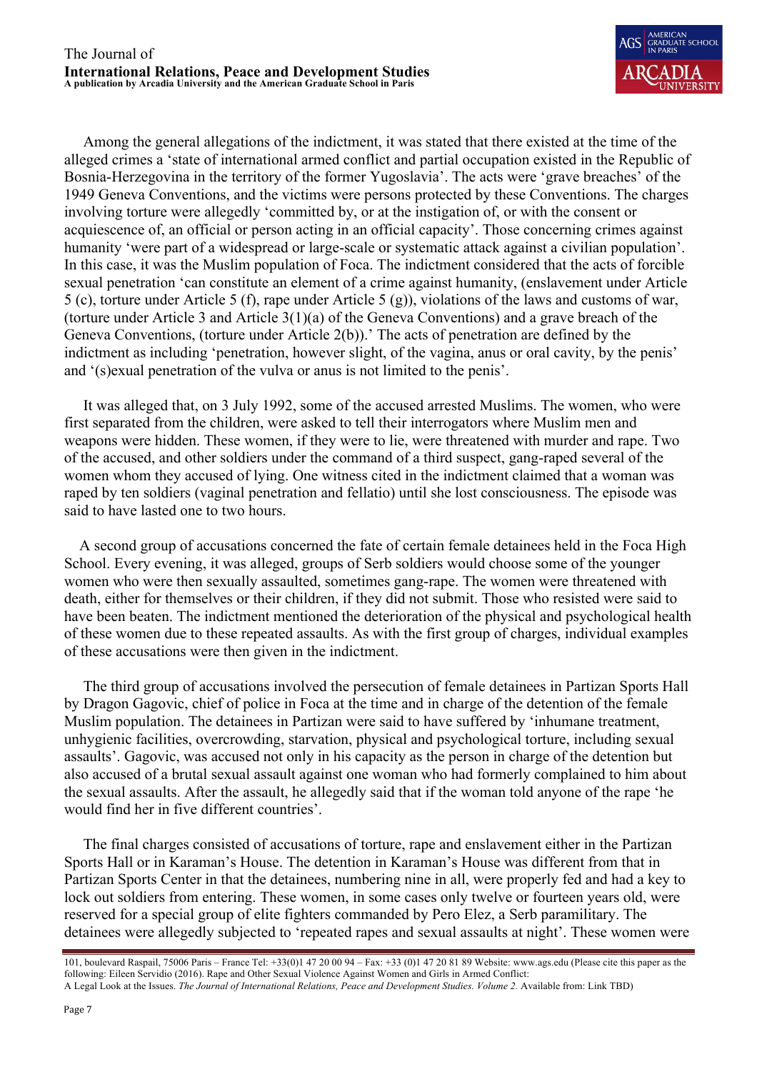Among the general allegations of the indictment, it was stated that there existed at the time of the alleged crimes a 'state of international armed conflict and partial occupation existed in the Republic of Bosnia-Herzegovina in the territory of the former Yugoslavia'. The acts were 'grave breaches' of the 1949 Geneva Conventions, and the victims were persons protected by these Conventions. The charges involving torture were allegedly 'committed by, or at the instigation of, or with the consent or acquiescence of, an official or person acting in an official capacity'. Those concerning crimes against humanity 'were part of a widespread or large-scale or systematic attack against a civilian population'. In this case, it was the Muslim population of Foca. The indictment considered that the acts of forcible sexual penetration 'can constitute an element of a crime against humanity, (enslavement under Article 5 (c), torture under Article 5 (f), rape under Article 5 (g)), violations of the laws and customs of war, (torture under Article 3 and Article 3(1)(a) of the Geneva Conventions) and a grave breach of the Geneva Conventions, (torture under Article 2(b)).' The acts of penetration are defined by the indictment as including 'penetration, however slight, of the vagina, anus or oral cavity, by the penis' and '(s)exual penetration of the vulva or anus is not limited to the penis'.

It was alleged that, on 3 July 1992, some of the accused arrested Muslims. The women, who were first separated from the children, were asked to tell their interrogators where Muslim men and weapons were hidden. These women, if they were to lie, were threatened with murder and rape. Two of the accused, and other soldiers under the command of a third suspect, gang-raped several of the women whom they accused of lying. One witness cited in the indictment claimed that a woman was raped by ten soldiers (vaginal penetration and fellatio) until she lost consciousness. The episode was said to have lasted one to two hours.

A second group of accusations concerned the fate of certain female detainees held in the Foca High School. Every evening, it was alleged, groups of Serb soldiers would choose some of the younger women who were then sexually assaulted, sometimes gang-rape. The women were threatened with death, either for themselves or their children, if they did not submit. Those who resisted were said to have been beaten. The indictment mentioned the deterioration of the physical and psychological health of these women due to these repeated assaults. As with the first group of charges, individual examples of these accusations were then given in the indictment.

The third group of accusations involved the persecution of female detainees in Partizan Sports Hall by Dragon Gagovic, chief of police in Foca at the time and in charge of the detention of the female Muslim population. The detainees in Partizan were said to have suffered by 'inhumane treatment, unhygienic facilities, overcrowding, starvation, physical and psychological torture, including sexual assaults'. Gagovic, was accused not only in his capacity as the person in charge of the detention but also accused of a brutal sexual assault against one woman who had formerly complained to him about the sexual assaults. After the assault, he allegedly said that if the woman told anyone of the rape 'he would find her in five different countries'.

The final charges consisted of accusations of torture, rape and enslavement either in the Partizan Sports Hall or in Karaman's House. The detention in Karaman's House was different from that in Partizan Sports Center in that the detainees, numbering nine in all, were properly fed and had a key to lock out soldiers from entering. These women, in some cases only twelve or fourteen years old, were reserved for a special group of elite fighters commanded by Pero Elez, a Serb paramilitary. The detainees were allegedly subjected to 'repeated rapes and sexual assaults at night'. These women were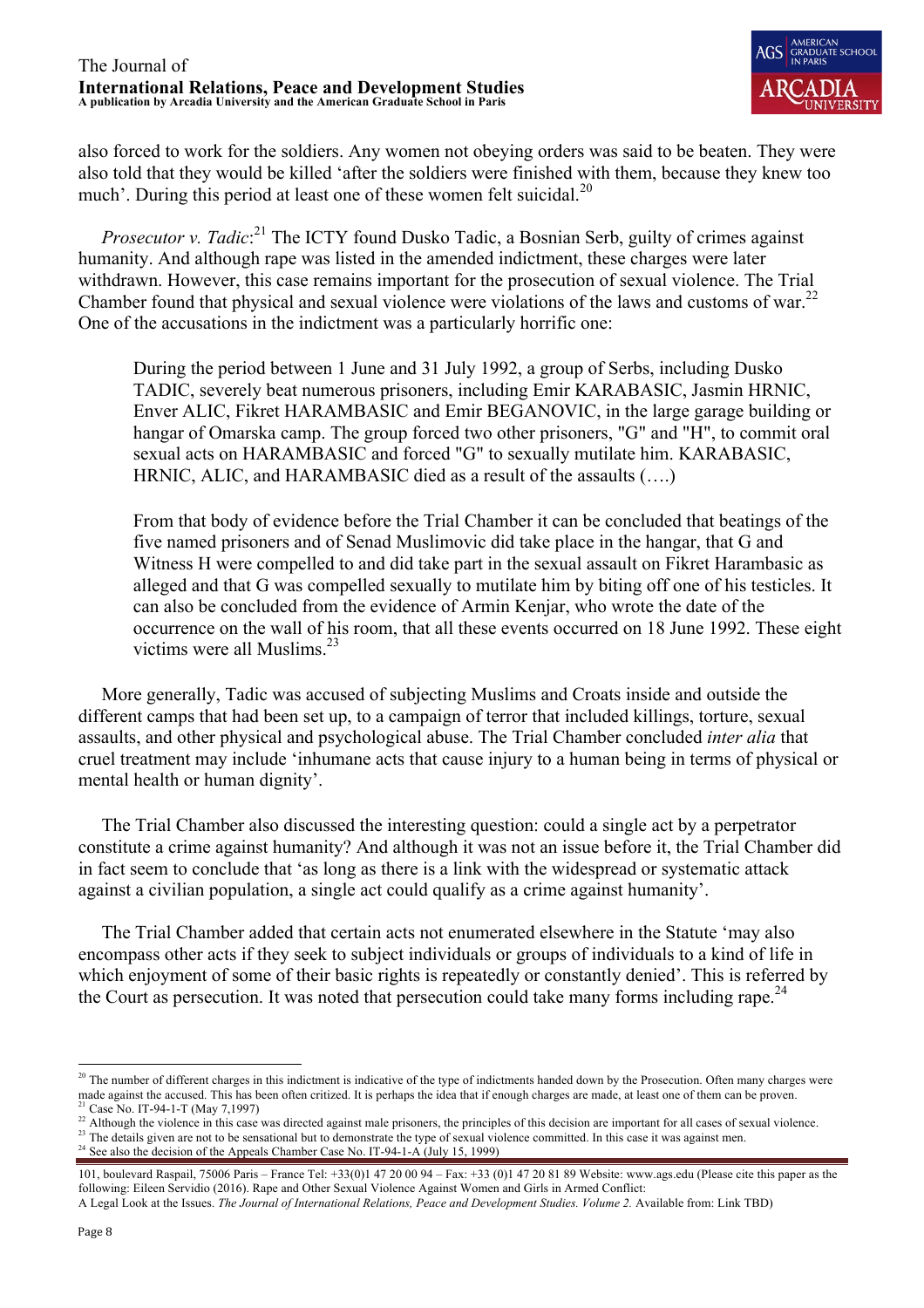also forced to work for the soldiers. Any women not obeying orders was said to be beaten. They were also told that they would be killed 'after the soldiers were finished with them, because they knew too much'. During this period at least one of these women felt suicidal.[20]

*Prosecutor v. Tadic*:[21] The ICTY found Dusko Tadic, a Bosnian Serb, guilty of crimes against humanity. And although rape was listed in the amended indictment, these charges were later withdrawn. However, this case remains important for the prosecution of sexual violence. The Trial Chamber found that physical and sexual violence were violations of the laws and customs of war.[22] One of the accusations in the indictment was a particularly horrific one:

> During the period between 1 June and 31 July 1992, a group of Serbs, including Dusko TADIC, severely beat numerous prisoners, including Emir KARABASIC, Jasmin HRNIC, Enver ALIC, Fikret HARAMBASIC and Emir BEGANOVIC, in the large garage building or hangar of Omarska camp. The group forced two other prisoners, "G" and "H", to commit oral sexual acts on HARAMBASIC and forced "G" to sexually mutilate him. KARABASIC, HRNIC, ALIC, and HARAMBASIC died as a result of the assaults (….)
>
> From that body of evidence before the Trial Chamber it can be concluded that beatings of the five named prisoners and of Senad Muslimovic did take place in the hangar, that G and Witness H were compelled to and did take part in the sexual assault on Fikret Harambasic as alleged and that G was compelled sexually to mutilate him by biting off one of his testicles. It can also be concluded from the evidence of Armin Kenjar, who wrote the date of the occurrence on the wall of his room, that all these events occurred on 18 June 1992. These eight victims were all Muslims.[23]

More generally, Tadic was accused of subjecting Muslims and Croats inside and outside the different camps that had been set up, to a campaign of terror that included killings, torture, sexual assaults, and other physical and psychological abuse. The Trial Chamber concluded *inter alia* that cruel treatment may include 'inhumane acts that cause injury to a human being in terms of physical or mental health or human dignity'.

The Trial Chamber also discussed the interesting question: could a single act by a perpetrator constitute a crime against humanity? And although it was not an issue before it, the Trial Chamber did in fact seem to conclude that 'as long as there is a link with the widespread or systematic attack against a civilian population, a single act could qualify as a crime against humanity'.

The Trial Chamber added that certain acts not enumerated elsewhere in the Statute 'may also encompass other acts if they seek to subject individuals or groups of individuals to a kind of life in which enjoyment of some of their basic rights is repeatedly or constantly denied'. This is referred by the Court as persecution. It was noted that persecution could take many forms including rape.[24]

---

[20] The number of different charges in this indictment is indicative of the type of indictments handed down by the Prosecution. Often many charges were made against the accused. This has been often criticized. It is perhaps the idea that if enough charges are made, at least one of them can be proven.

[21] Case No. IT-94-1-T (May 7,1997)

[22] Although the violence in this case was directed against male prisoners, the principles of this decision are important for all cases of sexual violence.

[23] The details given are not to be sensational but to demonstrate the type of sexual violence committed. In this case it was against men.

[24] See also the decision of the Appeals Chamber Case No. IT-94-1-A (July 15, 1999)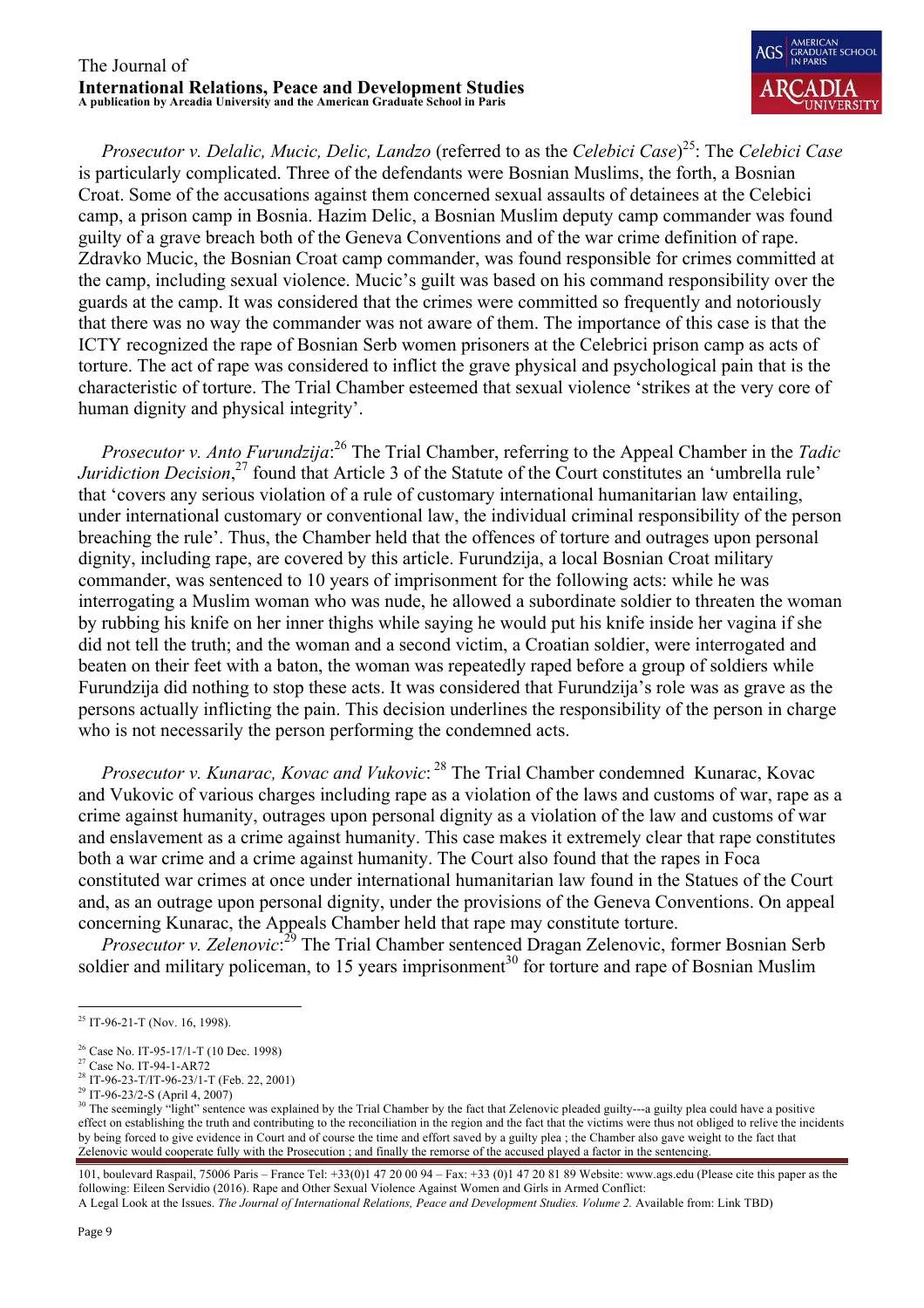*Prosecutor v. Delalic, Mucic, Delic, Landzo* (referred to as the *Celebici Case*)[25]: The *Celebici Case* is particularly complicated. Three of the defendants were Bosnian Muslims, the forth, a Bosnian Croat. Some of the accusations against them concerned sexual assaults of detainees at the Celebici camp, a prison camp in Bosnia. Hazim Delic, a Bosnian Muslim deputy camp commander was found guilty of a grave breach both of the Geneva Conventions and of the war crime definition of rape. Zdravko Mucic, the Bosnian Croat camp commander, was found responsible for crimes committed at the camp, including sexual violence. Mucic's guilt was based on his command responsibility over the guards at the camp. It was considered that the crimes were committed so frequently and notoriously that there was no way the commander was not aware of them. The importance of this case is that the ICTY recognized the rape of Bosnian Serb women prisoners at the Celebici prison camp as acts of torture. The act of rape was considered to inflict the grave physical and psychological pain that is the characteristic of torture. The Trial Chamber esteemed that sexual violence 'strikes at the very core of human dignity and physical integrity'.

*Prosecutor v. Anto Furundzija*:[26] The Trial Chamber, referring to the Appeal Chamber in the *Tadic Juridiction Decision*,[27] found that Article 3 of the Statute of the Court constitutes an 'umbrella rule' that 'covers any serious violation of a rule of customary international humanitarian law entailing, under international customary or conventional law, the individual criminal responsibility of the person breaching the rule'. Thus, the Chamber held that the offences of torture and outrages upon personal dignity, including rape, are covered by this article. Furundzija, a local Bosnian Croat military commander, was sentenced to 10 years of imprisonment for the following acts: while he was interrogating a Muslim woman who was nude, he allowed a subordinate soldier to threaten the woman by rubbing his knife on her inner thighs while saying he would put his knife inside her vagina if she did not tell the truth; and the woman and a second victim, a Croatian soldier, were interrogated and beaten on their feet with a baton, the woman was repeatedly raped before a group of soldiers while Furundzija did nothing to stop these acts. It was considered that Furundzija's role was as grave as the persons actually inflicting the pain. This decision underlines the responsibility of the person in charge who is not necessarily the person performing the condemned acts.

*Prosecutor v. Kunarac, Kovac and Vukovic*:[28] The Trial Chamber condemned Kunarac, Kovac and Vukovic of various charges including rape as a violation of the laws and customs of war, rape as a crime against humanity, outrages upon personal dignity as a violation of the law and customs of war and enslavement as a crime against humanity. This case makes it extremely clear that rape constitutes both a war crime and a crime against humanity. The Court also found that the rapes in Foca constituted war crimes at once under international humanitarian law found in the Statues of the Court and, as an outrage upon personal dignity, under the provisions of the Geneva Conventions. On appeal concerning Kunarac, the Appeals Chamber held that rape may constitute torture.

*Prosecutor v. Zelenovic*:[29] The Trial Chamber sentenced Dragan Zelenovic, former Bosnian Serb soldier and military policeman, to 15 years imprisonment[30] for torture and rape of Bosnian Muslim

---

[25] IT-96-21-T (Nov. 16, 1998).

[26] Case No. IT-95-17/1-T (10 Dec. 1998)

[27] Case No. IT-94-1-AR72

[28] IT-96-23-T/IT-96-23/1-T (Feb. 22, 2001)

[29] IT-96-23/2-S (April 4, 2007)

[30] The seemingly "light" sentence was explained by the Trial Chamber by the fact that Zelenovic pleaded guilty---a guilty plea could have a positive effect on establishing the truth and contributing to the reconciliation in the region and the fact that the victims were thus not obliged to relive the incidents by being forced to give evidence in Court and of course the time and effort saved by a guilty plea ; the Chamber also gave weight to the fact that Zelenovic would cooperate fully with the Prosecution ; and finally the remorse of the accused played a factor in the sentencing.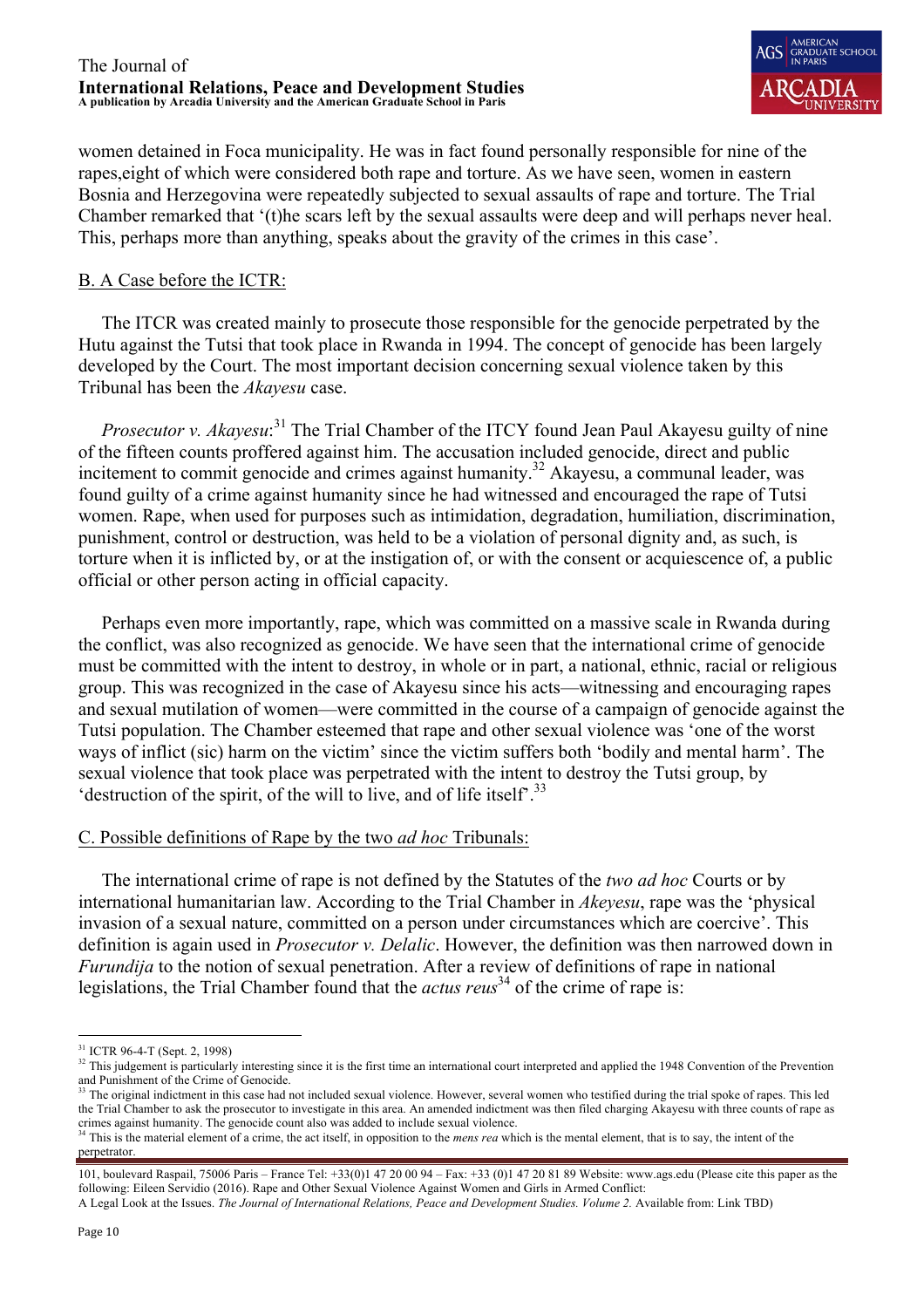women detained in Foca municipality. He was in fact found personally responsible for nine of the rapes,eight of which were considered both rape and torture. As we have seen, women in eastern Bosnia and Herzegovina were repeatedly subjected to sexual assaults of rape and torture. The Trial Chamber remarked that '(t)he scars left by the sexual assaults were deep and will perhaps never heal. This, perhaps more than anything, speaks about the gravity of the crimes in this case'.

### B. A Case before the ICTR:

The ITCR was created mainly to prosecute those responsible for the genocide perpetrated by the Hutu against the Tutsi that took place in Rwanda in 1994. The concept of genocide has been largely developed by the Court. The most important decision concerning sexual violence taken by this Tribunal has been the *Akayesu* case.

*Prosecutor v. Akayesu*:[31] The Trial Chamber of the ITCY found Jean Paul Akayesu guilty of nine of the fifteen counts proffered against him. The accusation included genocide, direct and public incitement to commit genocide and crimes against humanity.[32] Akayesu, a communal leader, was found guilty of a crime against humanity since he had witnessed and encouraged the rape of Tutsi women. Rape, when used for purposes such as intimidation, degradation, humiliation, discrimination, punishment, control or destruction, was held to be a violation of personal dignity and, as such, is torture when it is inflicted by, or at the instigation of, or with the consent or acquiescence of, a public official or other person acting in official capacity.

Perhaps even more importantly, rape, which was committed on a massive scale in Rwanda during the conflict, was also recognized as genocide. We have seen that the international crime of genocide must be committed with the intent to destroy, in whole or in part, a national, ethnic, racial or religious group. This was recognized in the case of Akayesu since his acts—witnessing and encouraging rapes and sexual mutilation of women—were committed in the course of a campaign of genocide against the Tutsi population. The Chamber esteemed that rape and other sexual violence was 'one of the worst ways of inflict (sic) harm on the victim' since the victim suffers both 'bodily and mental harm'. The sexual violence that took place was perpetrated with the intent to destroy the Tutsi group, by 'destruction of the spirit, of the will to live, and of life itself'.[33]

### C. Possible definitions of Rape by the two *ad hoc* Tribunals:

The international crime of rape is not defined by the Statutes of the *two ad hoc* Courts or by international humanitarian law. According to the Trial Chamber in *Akeyesu*, rape was the 'physical invasion of a sexual nature, committed on a person under circumstances which are coercive'. This definition is again used in *Prosecutor v. Delalic*. However, the definition was then narrowed down in *Furundija* to the notion of sexual penetration. After a review of definitions of rape in national legislations, the Trial Chamber found that the *actus reus*[34] of the crime of rape is:

---

[31] ICTR 96-4-T (Sept. 2, 1998)

[32] This judgement is particularly interesting since it is the first time an international court interpreted and applied the 1948 Convention of the Prevention and Punishment of the Crime of Genocide.

[33] The original indictment in this case had not included sexual violence. However, several women who testified during the trial spoke of rapes. This led the Trial Chamber to ask the prosecutor to investigate in this area. An amended indictment was then filed charging Akayesu with three counts of rape as crimes against humanity. The genocide count also was added to include sexual violence.

[34] This is the material element of a crime, the act itself, in opposition to the *mens rea* which is the mental element, that is to say, the intent of the perpetrator.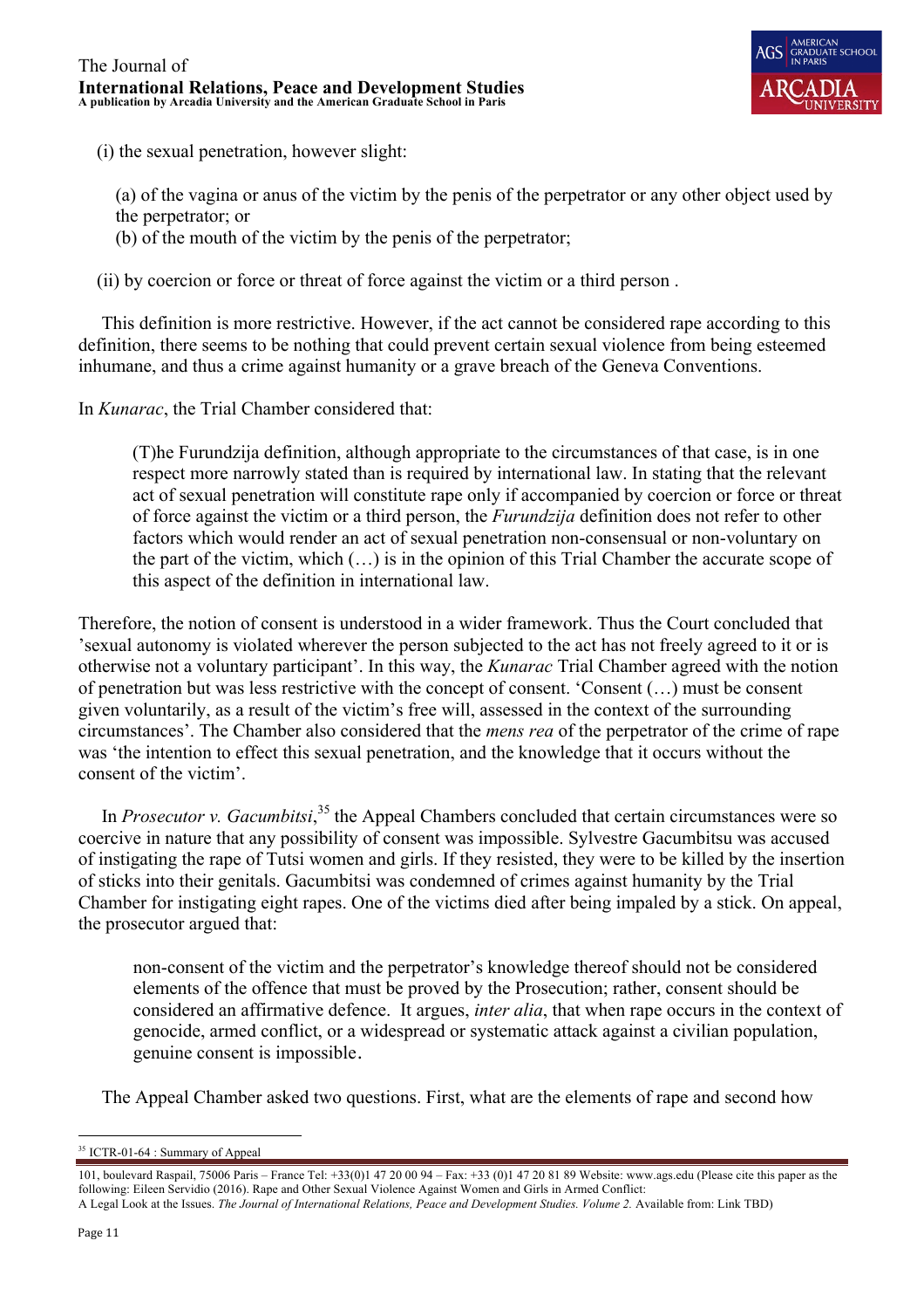(i) the sexual penetration, however slight:

(a) of the vagina or anus of the victim by the penis of the perpetrator or any other object used by the perpetrator; or
(b) of the mouth of the victim by the penis of the perpetrator;

(ii) by coercion or force or threat of force against the victim or a third person .

This definition is more restrictive. However, if the act cannot be considered rape according to this definition, there seems to be nothing that could prevent certain sexual violence from being esteemed inhumane, and thus a crime against humanity or a grave breach of the Geneva Conventions.

In *Kunarac*, the Trial Chamber considered that:

> (T)he Furundzija definition, although appropriate to the circumstances of that case, is in one respect more narrowly stated than is required by international law. In stating that the relevant act of sexual penetration will constitute rape only if accompanied by coercion or force or threat of force against the victim or a third person, the *Furundzija* definition does not refer to other factors which would render an act of sexual penetration non-consensual or non-voluntary on the part of the victim, which (…) is in the opinion of this Trial Chamber the accurate scope of this aspect of the definition in international law.

Therefore, the notion of consent is understood in a wider framework. Thus the Court concluded that 'sexual autonomy is violated wherever the person subjected to the act has not freely agreed to it or is otherwise not a voluntary participant'. In this way, the *Kunarac* Trial Chamber agreed with the notion of penetration but was less restrictive with the concept of consent. 'Consent (…) must be consent given voluntarily, as a result of the victim's free will, assessed in the context of the surrounding circumstances'. The Chamber also considered that the *mens rea* of the perpetrator of the crime of rape was 'the intention to effect this sexual penetration, and the knowledge that it occurs without the consent of the victim'.

In *Prosecutor v. Gacumbitsi*,[35] the Appeal Chambers concluded that certain circumstances were so coercive in nature that any possibility of consent was impossible. Sylvestre Gacumbitsu was accused of instigating the rape of Tutsi women and girls. If they resisted, they were to be killed by the insertion of sticks into their genitals. Gacumbitsi was condemned of crimes against humanity by the Trial Chamber for instigating eight rapes. One of the victims died after being impaled by a stick. On appeal, the prosecutor argued that:

> non-consent of the victim and the perpetrator's knowledge thereof should not be considered elements of the offence that must be proved by the Prosecution; rather, consent should be considered an affirmative defence. It argues, *inter alia*, that when rape occurs in the context of genocide, armed conflict, or a widespread or systematic attack against a civilian population, genuine consent is impossible.

The Appeal Chamber asked two questions. First, what are the elements of rape and second how

[35] ICTR-01-64 : Summary of Appeal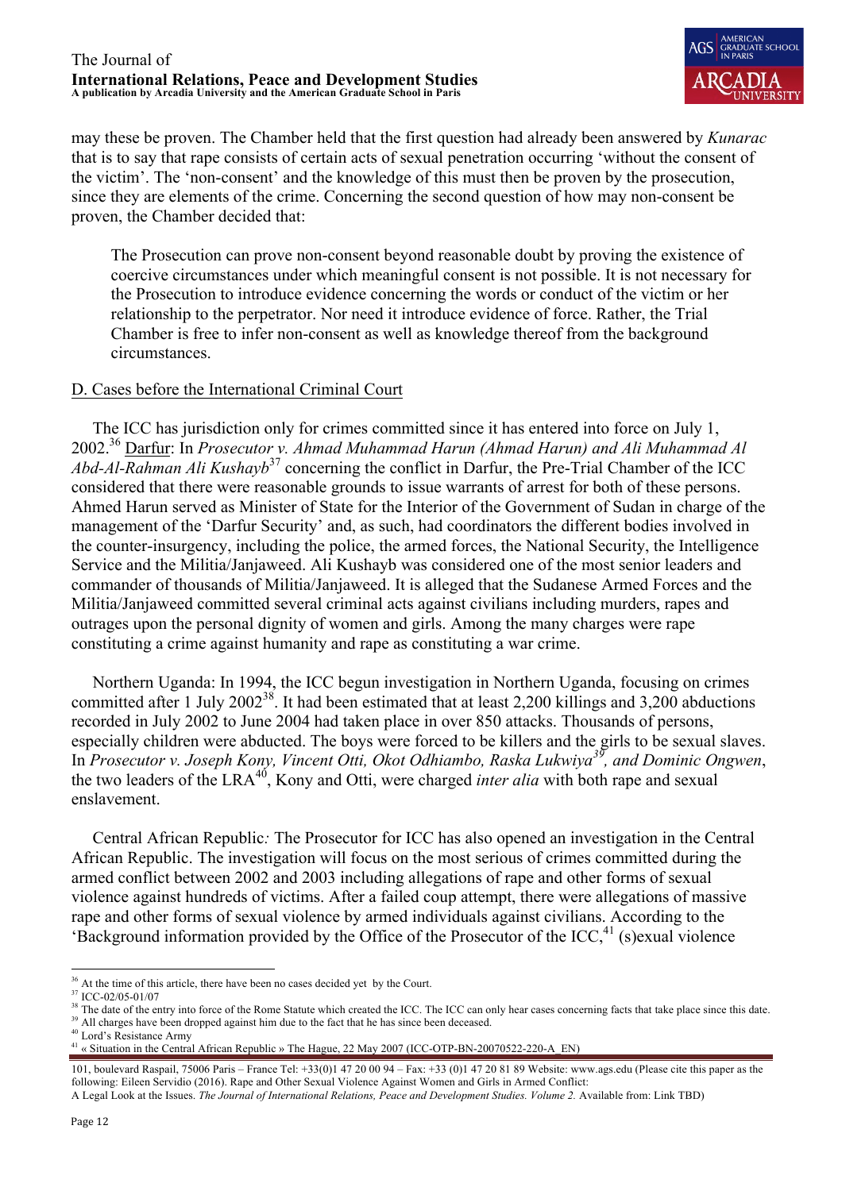may these be proven. The Chamber held that the first question had already been answered by *Kunarac* that is to say that rape consists of certain acts of sexual penetration occurring 'without the consent of the victim'. The 'non-consent' and the knowledge of this must then be proven by the prosecution, since they are elements of the crime. Concerning the second question of how may non-consent be proven, the Chamber decided that:

> The Prosecution can prove non-consent beyond reasonable doubt by proving the existence of coercive circumstances under which meaningful consent is not possible. It is not necessary for the Prosecution to introduce evidence concerning the words or conduct of the victim or her relationship to the perpetrator. Nor need it introduce evidence of force. Rather, the Trial Chamber is free to infer non-consent as well as knowledge thereof from the background circumstances.

<u>D. Cases before the International Criminal Court</u>

The ICC has jurisdiction only for crimes committed since it has entered into force on July 1, 2002.[36] <u>Darfur</u>: In *Prosecutor v. Ahmad Muhammad Harun (Ahmad Harun) and Ali Muhammad Al Abd-Al-Rahman Ali Kushayb*[37] concerning the conflict in Darfur, the Pre-Trial Chamber of the ICC considered that there were reasonable grounds to issue warrants of arrest for both of these persons. Ahmed Harun served as Minister of State for the Interior of the Government of Sudan in charge of the management of the 'Darfur Security' and, as such, had coordinators the different bodies involved in the counter-insurgency, including the police, the armed forces, the National Security, the Intelligence Service and the Militia/Janjaweed. Ali Kushayb was considered one of the most senior leaders and commander of thousands of Militia/Janjaweed. It is alleged that the Sudanese Armed Forces and the Militia/Janjaweed committed several criminal acts against civilians including murders, rapes and outrages upon the personal dignity of women and girls. Among the many charges were rape constituting a crime against humanity and rape as constituting a war crime.

Northern Uganda: In 1994, the ICC begun investigation in Northern Uganda, focusing on crimes committed after 1 July 2002[38]. It had been estimated that at least 2,200 killings and 3,200 abductions recorded in July 2002 to June 2004 had taken place in over 850 attacks. Thousands of persons, especially children were abducted. The boys were forced to be killers and the girls to be sexual slaves. In *Prosecutor v. Joseph Kony, Vincent Otti, Okot Odhiambo, Raska Lukwiya*[39]*, and Dominic Ongwen*, the two leaders of the LRA[40], Kony and Otti, were charged *inter alia* with both rape and sexual enslavement.

Central African Republic*:* The Prosecutor for ICC has also opened an investigation in the Central African Republic. The investigation will focus on the most serious of crimes committed during the armed conflict between 2002 and 2003 including allegations of rape and other forms of sexual violence against hundreds of victims. After a failed coup attempt, there were allegations of massive rape and other forms of sexual violence by armed individuals against civilians. According to the 'Background information provided by the Office of the Prosecutor of the ICC,[41] (s)exual violence

---

[36] At the time of this article, there have been no cases decided yet by the Court.
[37] ICC-02/05-01/07
[38] The date of the entry into force of the Rome Statute which created the ICC. The ICC can only hear cases concerning facts that take place since this date.
[39] All charges have been dropped against him due to the fact that he has since been deceased.
[40] Lord's Resistance Army
[41] « Situation in the Central African Republic » The Hague, 22 May 2007 (ICC-OTP-BN-20070522-220-A_EN)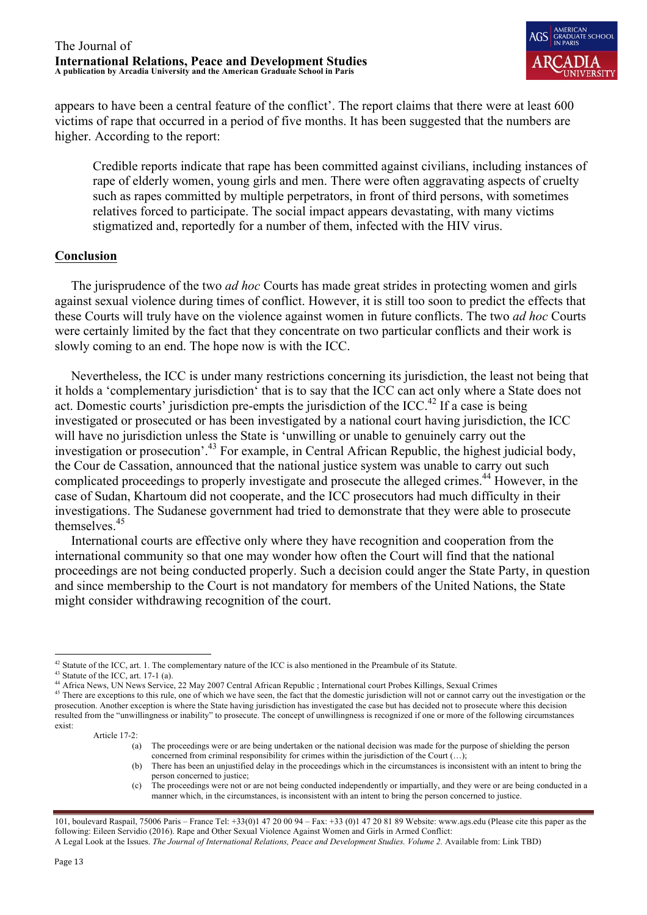appears to have been a central feature of the conflict'. The report claims that there were at least 600 victims of rape that occurred in a period of five months. It has been suggested that the numbers are higher. According to the report:

> Credible reports indicate that rape has been committed against civilians, including instances of rape of elderly women, young girls and men. There were often aggravating aspects of cruelty such as rapes committed by multiple perpetrators, in front of third persons, with sometimes relatives forced to participate. The social impact appears devastating, with many victims stigmatized and, reportedly for a number of them, infected with the HIV virus.

## Conclusion

The jurisprudence of the two *ad hoc* Courts has made great strides in protecting women and girls against sexual violence during times of conflict. However, it is still too soon to predict the effects that these Courts will truly have on the violence against women in future conflicts. The two *ad hoc* Courts were certainly limited by the fact that they concentrate on two particular conflicts and their work is slowly coming to an end. The hope now is with the ICC.

Nevertheless, the ICC is under many restrictions concerning its jurisdiction, the least not being that it holds a 'complementary jurisdiction' that is to say that the ICC can act only where a State does not act. Domestic courts' jurisdiction pre-empts the jurisdiction of the ICC.[42] If a case is being investigated or prosecuted or has been investigated by a national court having jurisdiction, the ICC will have no jurisdiction unless the State is 'unwilling or unable to genuinely carry out the investigation or prosecution'.[43] For example, in Central African Republic, the highest judicial body, the Cour de Cassation, announced that the national justice system was unable to carry out such complicated proceedings to properly investigate and prosecute the alleged crimes.[44] However, in the case of Sudan, Khartoum did not cooperate, and the ICC prosecutors had much difficulty in their investigations. The Sudanese government had tried to demonstrate that they were able to prosecute themselves.[45]

International courts are effective only where they have recognition and cooperation from the international community so that one may wonder how often the Court will find that the national proceedings are not being conducted properly. Such a decision could anger the State Party, in question and since membership to the Court is not mandatory for members of the United Nations, the State might consider withdrawing recognition of the court.

---

[42] Statute of the ICC, art. 1. The complementary nature of the ICC is also mentioned in the Preambule of its Statute.

[43] Statute of the ICC, art. 17-1 (a).

[44] Africa News, UN News Service, 22 May 2007 Central African Republic ; International court Probes Killings, Sexual Crimes

[45] There are exceptions to this rule, one of which we have seen, the fact that the domestic jurisdiction will not or cannot carry out the investigation or the prosecution. Another exception is where the State having jurisdiction has investigated the case but has decided not to prosecute where this decision resulted from the "unwillingness or inability" to prosecute. The concept of unwillingness is recognized if one or more of the following circumstances exist:

Article 17-2:

(a) The proceedings were or are being undertaken or the national decision was made for the purpose of shielding the person concerned from criminal responsibility for crimes within the jurisdiction of the Court (…);

(b) There has been an unjustified delay in the proceedings which in the circumstances is inconsistent with an intent to bring the person concerned to justice;

(c) The proceedings were not or are not being conducted independently or impartially, and they were or are being conducted in a manner which, in the circumstances, is inconsistent with an intent to bring the person concerned to justice.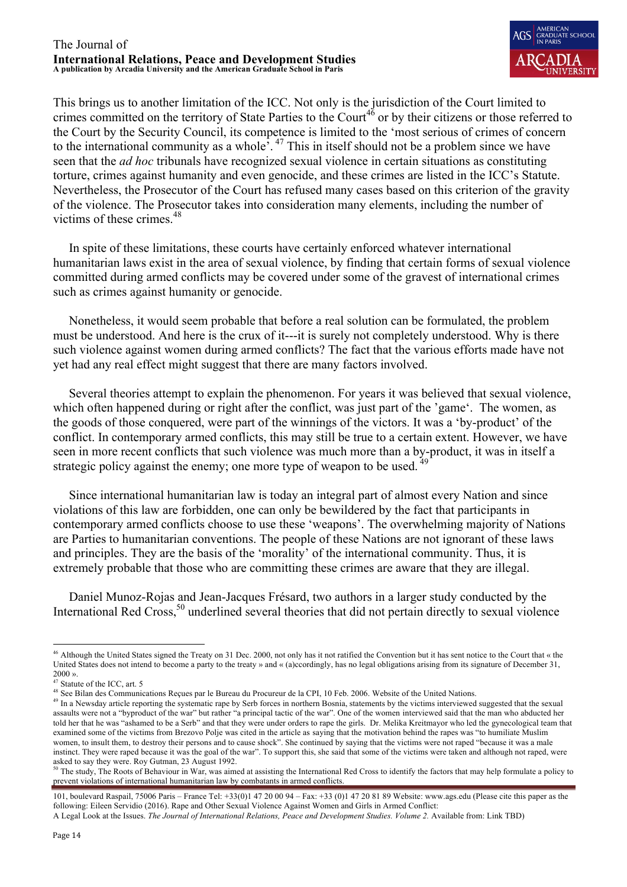This brings us to another limitation of the ICC. Not only is the jurisdiction of the Court limited to crimes committed on the territory of State Parties to the Court[46] or by their citizens or those referred to the Court by the Security Council, its competence is limited to the 'most serious of crimes of concern to the international community as a whole'.[47] This in itself should not be a problem since we have seen that the *ad hoc* tribunals have recognized sexual violence in certain situations as constituting torture, crimes against humanity and even genocide, and these crimes are listed in the ICC's Statute. Nevertheless, the Prosecutor of the Court has refused many cases based on this criterion of the gravity of the violence. The Prosecutor takes into consideration many elements, including the number of victims of these crimes.[48]

In spite of these limitations, these courts have certainly enforced whatever international humanitarian laws exist in the area of sexual violence, by finding that certain forms of sexual violence committed during armed conflicts may be covered under some of the gravest of international crimes such as crimes against humanity or genocide.

Nonetheless, it would seem probable that before a real solution can be formulated, the problem must be understood. And here is the crux of it---it is surely not completely understood. Why is there such violence against women during armed conflicts? The fact that the various efforts made have not yet had any real effect might suggest that there are many factors involved.

Several theories attempt to explain the phenomenon. For years it was believed that sexual violence, which often happened during or right after the conflict, was just part of the 'game'. The women, as the goods of those conquered, were part of the winnings of the victors. It was a 'by-product' of the conflict. In contemporary armed conflicts, this may still be true to a certain extent. However, we have seen in more recent conflicts that such violence was much more than a by-product, it was in itself a strategic policy against the enemy; one more type of weapon to be used.[49]

Since international humanitarian law is today an integral part of almost every Nation and since violations of this law are forbidden, one can only be bewildered by the fact that participants in contemporary armed conflicts choose to use these 'weapons'. The overwhelming majority of Nations are Parties to humanitarian conventions. The people of these Nations are not ignorant of these laws and principles. They are the basis of the 'morality' of the international community. Thus, it is extremely probable that those who are committing these crimes are aware that they are illegal.

Daniel Munoz-Rojas and Jean-Jacques Frésard, two authors in a larger study conducted by the International Red Cross,[50] underlined several theories that did not pertain directly to sexual violence

---

[46] Although the United States signed the Treaty on 31 Dec. 2000, not only has it not ratified the Convention but it has sent notice to the Court that « the United States does not intend to become a party to the treaty » and « (a)ccordingly, has no legal obligations arising from its signature of December 31, 2000 ».

[47] Statute of the ICC, art. 5

[48] See Bilan des Communications Reçues par le Bureau du Procureur de la CPI, 10 Feb. 2006. Website of the United Nations.

[49] In a Newsday article reporting the systematic rape by Serb forces in northern Bosnia, statements by the victims interviewed suggested that the sexual assaults were not a "byproduct of the war" but rather "a principal tactic of the war". One of the women interviewed said that the man who abducted her told her that he was "ashamed to be a Serb" and that they were under orders to rape the girls. Dr. Melika Kreitmayor who led the gynecological team that examined some of the victims from Brezovo Polje was cited in the article as saying that the motivation behind the rapes was "to humiliate Muslim women, to insult them, to destroy their persons and to cause shock". She continued by saying that the victims were not raped "because it was a male instinct. They were raped because it was the goal of the war". To support this, she said that some of the victims were taken and although not raped, were asked to say they were. Roy Gutman, 23 August 1992.

[50] The study, The Roots of Behaviour in War, was aimed at assisting the International Red Cross to identify the factors that may help formulate a policy to prevent violations of international humanitarian law by combatants in armed conflicts.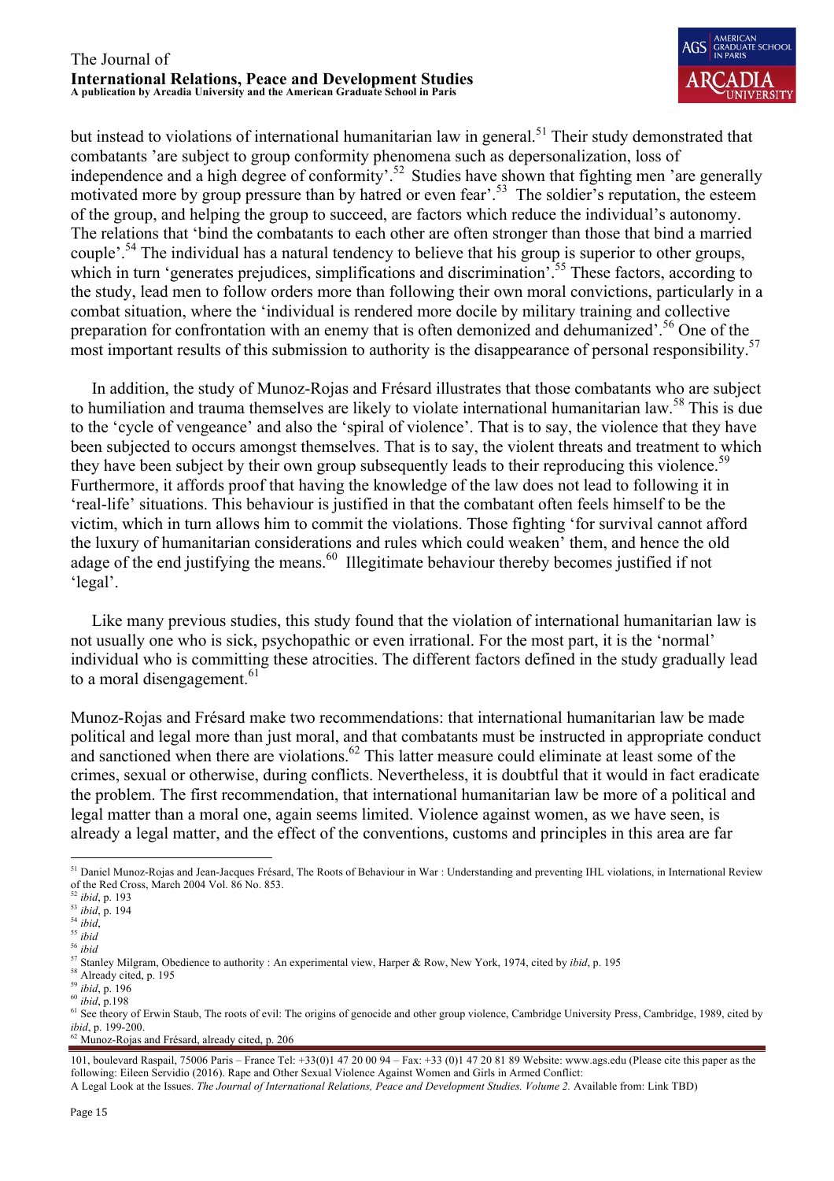but instead to violations of international humanitarian law in general.[51] Their study demonstrated that combatants 'are subject to group conformity phenomena such as depersonalization, loss of independence and a high degree of conformity'.[52] Studies have shown that fighting men 'are generally motivated more by group pressure than by hatred or even fear'.[53] The soldier's reputation, the esteem of the group, and helping the group to succeed, are factors which reduce the individual's autonomy. The relations that 'bind the combatants to each other are often stronger than those that bind a married couple'.[54] The individual has a natural tendency to believe that his group is superior to other groups, which in turn 'generates prejudices, simplifications and discrimination'.[55] These factors, according to the study, lead men to follow orders more than following their own moral convictions, particularly in a combat situation, where the 'individual is rendered more docile by military training and collective preparation for confrontation with an enemy that is often demonized and dehumanized'.[56] One of the most important results of this submission to authority is the disappearance of personal responsibility.[57]

In addition, the study of Munoz-Rojas and Frésard illustrates that those combatants who are subject to humiliation and trauma themselves are likely to violate international humanitarian law.[58] This is due to the 'cycle of vengeance' and also the 'spiral of violence'. That is to say, the violence that they have been subjected to occurs amongst themselves. That is to say, the violent threats and treatment to which they have been subject by their own group subsequently leads to their reproducing this violence.[59] Furthermore, it affords proof that having the knowledge of the law does not lead to following it in 'real-life' situations. This behaviour is justified in that the combatant often feels himself to be the victim, which in turn allows him to commit the violations. Those fighting 'for survival cannot afford the luxury of humanitarian considerations and rules which could weaken' them, and hence the old adage of the end justifying the means.[60] Illegitimate behaviour thereby becomes justified if not 'legal'.

Like many previous studies, this study found that the violation of international humanitarian law is not usually one who is sick, psychopathic or even irrational. For the most part, it is the 'normal' individual who is committing these atrocities. The different factors defined in the study gradually lead to a moral disengagement.[61]

Munoz-Rojas and Frésard make two recommendations: that international humanitarian law be made political and legal more than just moral, and that combatants must be instructed in appropriate conduct and sanctioned when there are violations.[62] This latter measure could eliminate at least some of the crimes, sexual or otherwise, during conflicts. Nevertheless, it is doubtful that it would in fact eradicate the problem. The first recommendation, that international humanitarian law be more of a political and legal matter than a moral one, again seems limited. Violence against women, as we have seen, is already a legal matter, and the effect of the conventions, customs and principles in this area are far

---

[51] Daniel Munoz-Rojas and Jean-Jacques Frésard, The Roots of Behaviour in War : Understanding and preventing IHL violations, in International Review of the Red Cross, March 2004 Vol. 86 No. 853.

[52] *ibid*, p. 193

[53] *ibid*, p. 194

[54] *ibid*,

[55] *ibid*

[56] *ibid*

[57] Stanley Milgram, Obedience to authority : An experimental view, Harper & Row, New York, 1974, cited by *ibid*, p. 195

[58] Already cited, p. 195

[59] *ibid*, p. 196

[60] *ibid*, p.198

[61] See theory of Erwin Staub, The roots of evil: The origins of genocide and other group violence, Cambridge University Press, Cambridge, 1989, cited by *ibid*, p. 199-200.

[62] Munoz-Rojas and Frésard, already cited, p. 206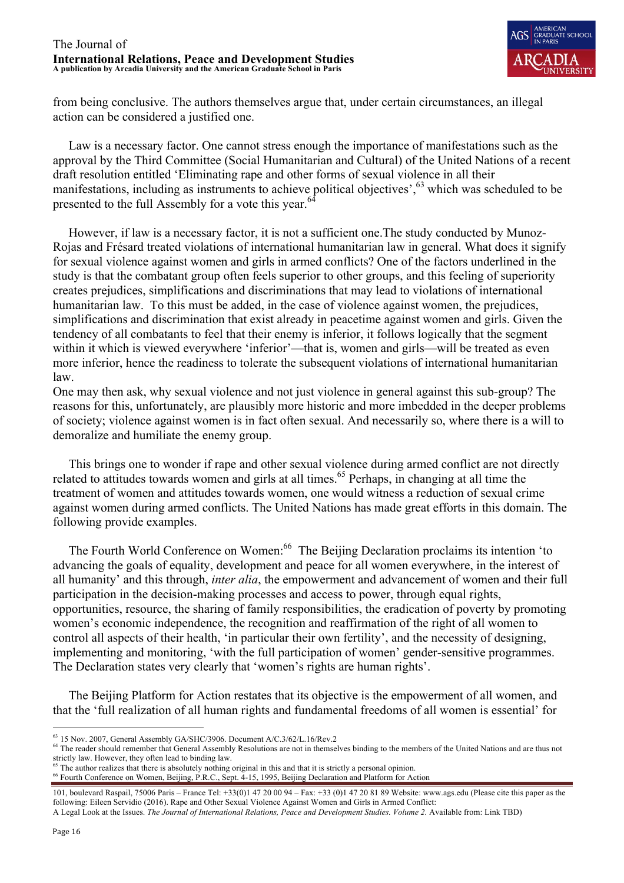from being conclusive. The authors themselves argue that, under certain circumstances, an illegal action can be considered a justified one.

Law is a necessary factor. One cannot stress enough the importance of manifestations such as the approval by the Third Committee (Social Humanitarian and Cultural) of the United Nations of a recent draft resolution entitled 'Eliminating rape and other forms of sexual violence in all their manifestations, including as instruments to achieve political objectives',[63] which was scheduled to be presented to the full Assembly for a vote this year.[64]

However, if law is a necessary factor, it is not a sufficient one.The study conducted by Munoz-Rojas and Frésard treated violations of international humanitarian law in general. What does it signify for sexual violence against women and girls in armed conflicts? One of the factors underlined in the study is that the combatant group often feels superior to other groups, and this feeling of superiority creates prejudices, simplifications and discriminations that may lead to violations of international humanitarian law. To this must be added, in the case of violence against women, the prejudices, simplifications and discrimination that exist already in peacetime against women and girls. Given the tendency of all combatants to feel that their enemy is inferior, it follows logically that the segment within it which is viewed everywhere 'inferior'—that is, women and girls—will be treated as even more inferior, hence the readiness to tolerate the subsequent violations of international humanitarian law.

One may then ask, why sexual violence and not just violence in general against this sub-group? The reasons for this, unfortunately, are plausibly more historic and more imbedded in the deeper problems of society; violence against women is in fact often sexual. And necessarily so, where there is a will to demoralize and humiliate the enemy group.

This brings one to wonder if rape and other sexual violence during armed conflict are not directly related to attitudes towards women and girls at all times.[65] Perhaps, in changing at all time the treatment of women and attitudes towards women, one would witness a reduction of sexual crime against women during armed conflicts. The United Nations has made great efforts in this domain. The following provide examples.

The Fourth World Conference on Women:[66] The Beijing Declaration proclaims its intention 'to advancing the goals of equality, development and peace for all women everywhere, in the interest of all humanity' and this through, *inter alia*, the empowerment and advancement of women and their full participation in the decision-making processes and access to power, through equal rights, opportunities, resource, the sharing of family responsibilities, the eradication of poverty by promoting women's economic independence, the recognition and reaffirmation of the right of all women to control all aspects of their health, 'in particular their own fertility', and the necessity of designing, implementing and monitoring, 'with the full participation of women' gender-sensitive programmes. The Declaration states very clearly that 'women's rights are human rights'.

The Beijing Platform for Action restates that its objective is the empowerment of all women, and that the 'full realization of all human rights and fundamental freedoms of all women is essential' for

---

[63] 15 Nov. 2007, General Assembly GA/SHC/3906. Document A/C.3/62/L.16/Rev.2

[64] The reader should remember that General Assembly Resolutions are not in themselves binding to the members of the United Nations and are thus not strictly law. However, they often lead to binding law.

[65] The author realizes that there is absolutely nothing original in this and that it is strictly a personal opinion.

[66] Fourth Conference on Women, Beijing, P.R.C., Sept. 4-15, 1995, Beijing Declaration and Platform for Action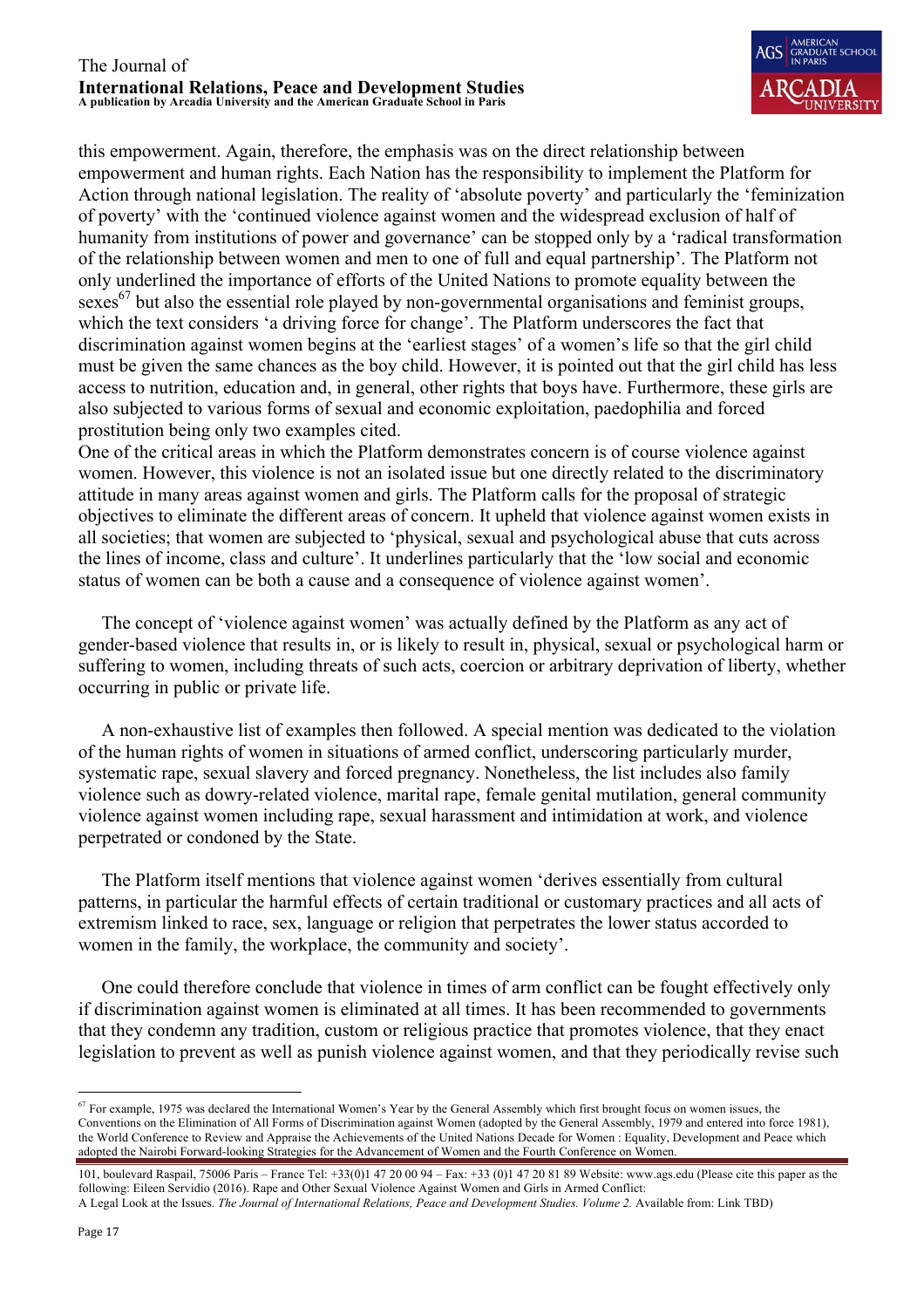this empowerment. Again, therefore, the emphasis was on the direct relationship between empowerment and human rights. Each Nation has the responsibility to implement the Platform for Action through national legislation. The reality of 'absolute poverty' and particularly the 'feminization of poverty' with the 'continued violence against women and the widespread exclusion of half of humanity from institutions of power and governance' can be stopped only by a 'radical transformation of the relationship between women and men to one of full and equal partnership'. The Platform not only underlined the importance of efforts of the United Nations to promote equality between the sexes[67] but also the essential role played by non-governmental organisations and feminist groups, which the text considers 'a driving force for change'. The Platform underscores the fact that discrimination against women begins at the 'earliest stages' of a women's life so that the girl child must be given the same chances as the boy child. However, it is pointed out that the girl child has less access to nutrition, education and, in general, other rights that boys have. Furthermore, these girls are also subjected to various forms of sexual and economic exploitation, paedophilia and forced prostitution being only two examples cited.

One of the critical areas in which the Platform demonstrates concern is of course violence against women. However, this violence is not an isolated issue but one directly related to the discriminatory attitude in many areas against women and girls. The Platform calls for the proposal of strategic objectives to eliminate the different areas of concern. It upheld that violence against women exists in all societies; that women are subjected to 'physical, sexual and psychological abuse that cuts across the lines of income, class and culture'. It underlines particularly that the 'low social and economic status of women can be both a cause and a consequence of violence against women'.

The concept of 'violence against women' was actually defined by the Platform as any act of gender-based violence that results in, or is likely to result in, physical, sexual or psychological harm or suffering to women, including threats of such acts, coercion or arbitrary deprivation of liberty, whether occurring in public or private life.

A non-exhaustive list of examples then followed. A special mention was dedicated to the violation of the human rights of women in situations of armed conflict, underscoring particularly murder, systematic rape, sexual slavery and forced pregnancy. Nonetheless, the list includes also family violence such as dowry-related violence, marital rape, female genital mutilation, general community violence against women including rape, sexual harassment and intimidation at work, and violence perpetrated or condoned by the State.

The Platform itself mentions that violence against women 'derives essentially from cultural patterns, in particular the harmful effects of certain traditional or customary practices and all acts of extremism linked to race, sex, language or religion that perpetrates the lower status accorded to women in the family, the workplace, the community and society'.

One could therefore conclude that violence in times of arm conflict can be fought effectively only if discrimination against women is eliminated at all times. It has been recommended to governments that they condemn any tradition, custom or religious practice that promotes violence, that they enact legislation to prevent as well as punish violence against women, and that they periodically revise such

---

[67] For example, 1975 was declared the International Women's Year by the General Assembly which first brought focus on women issues, the Conventions on the Elimination of All Forms of Discrimination against Women (adopted by the General Assembly, 1979 and entered into force 1981), the World Conference to Review and Appraise the Achievements of the United Nations Decade for Women : Equality, Development and Peace which adopted the Nairobi Forward-looking Strategies for the Advancement of Women and the Fourth Conference on Women.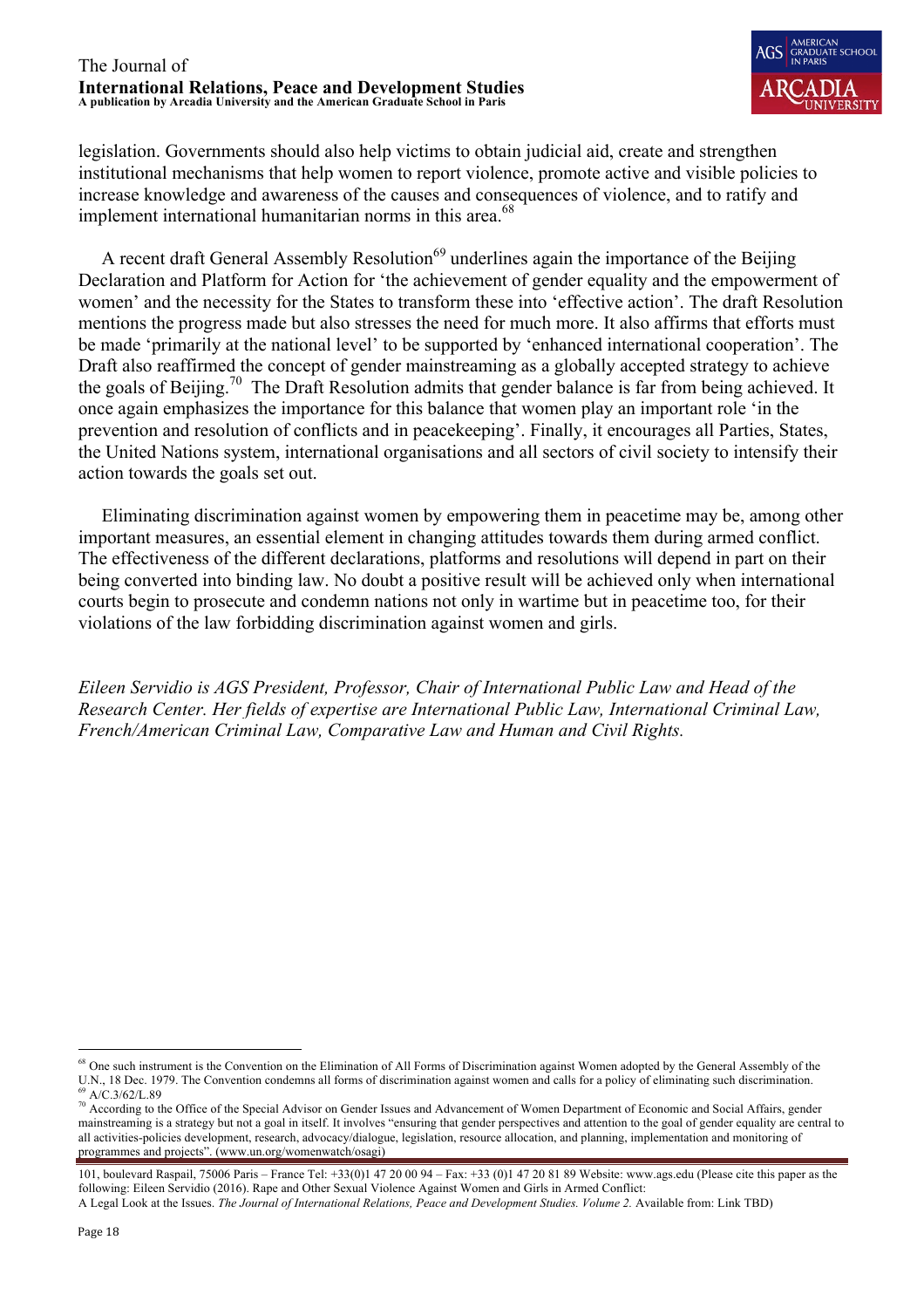legislation. Governments should also help victims to obtain judicial aid, create and strengthen institutional mechanisms that help women to report violence, promote active and visible policies to increase knowledge and awareness of the causes and consequences of violence, and to ratify and implement international humanitarian norms in this area.[68]

A recent draft General Assembly Resolution[69] underlines again the importance of the Beijing Declaration and Platform for Action for 'the achievement of gender equality and the empowerment of women' and the necessity for the States to transform these into 'effective action'. The draft Resolution mentions the progress made but also stresses the need for much more. It also affirms that efforts must be made 'primarily at the national level' to be supported by 'enhanced international cooperation'. The Draft also reaffirmed the concept of gender mainstreaming as a globally accepted strategy to achieve the goals of Beijing.[70] The Draft Resolution admits that gender balance is far from being achieved. It once again emphasizes the importance for this balance that women play an important role 'in the prevention and resolution of conflicts and in peacekeeping'. Finally, it encourages all Parties, States, the United Nations system, international organisations and all sectors of civil society to intensify their action towards the goals set out.

Eliminating discrimination against women by empowering them in peacetime may be, among other important measures, an essential element in changing attitudes towards them during armed conflict. The effectiveness of the different declarations, platforms and resolutions will depend in part on their being converted into binding law. No doubt a positive result will be achieved only when international courts begin to prosecute and condemn nations not only in wartime but in peacetime too, for their violations of the law forbidding discrimination against women and girls.

*Eileen Servidio is AGS President, Professor, Chair of International Public Law and Head of the Research Center. Her fields of expertise are International Public Law, International Criminal Law, French/American Criminal Law, Comparative Law and Human and Civil Rights.*

---

[68] One such instrument is the Convention on the Elimination of All Forms of Discrimination against Women adopted by the General Assembly of the U.N., 18 Dec. 1979. The Convention condemns all forms of discrimination against women and calls for a policy of eliminating such discrimination.

[69] A/C.3/62/L.89

[70] According to the Office of the Special Advisor on Gender Issues and Advancement of Women Department of Economic and Social Affairs, gender mainstreaming is a strategy but not a goal in itself. It involves "ensuring that gender perspectives and attention to the goal of gender equality are central to all activities-policies development, research, advocacy/dialogue, legislation, resource allocation, and planning, implementation and monitoring of programmes and projects". (www.un.org/womenwatch/osagi)